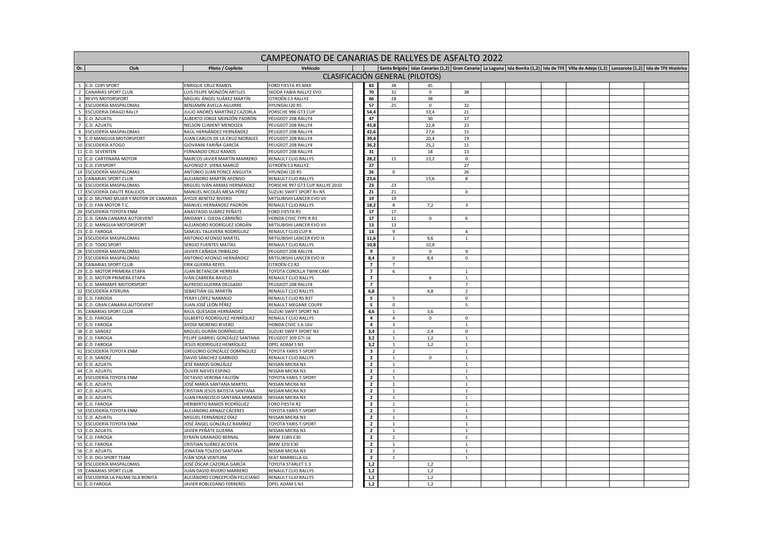# CAMPEONATO DE CANARIAS DE RALLYES DE ASFALTO 2022

## CLASIFICACIÓN GENERAL (PILOTOS)

| Or. | Club | Piloto / Copiloto | Vehículo | | Santa Brígida | Islas Canarias (1,2) | Gran Canaria | La Laguna | Isla Bonita (1,2) | Isla de TFE | Villa de Adeje (1,2) | Lanzarote (1,2) | Isla de TFE Histórico |
|---|---|---|---|---|---|---|---|---|---|---|---|---|---|
| 1 | C.D. COPI SPORT | ENRIQUE CRUZ RAMOS | FORD FIESTA R5 MKII | 83 | 38 | 45 | | | | | | | |
| 2 | CANARIAS SPORT CLUB | LUIS FELIPE MONZÓN ARTILES | SKODA FABIA RALLY2 EVO | 70 | 32 | 0 | 38 | | | | | | |
| 3 | REVYS MOTORSPORT | MIGUEL ÁNGEL SUÁREZ MARTÍN | CITROËN C3 RALLY2 | 66 | 28 | 38 | | | | | | | |
| 4 | ESCUDERÍA MASPALOMAS | BENJAMÍN AVELLA AGUIRRE | HYUNDAI I20 R5 | 57 | 25 | 0 | 32 | | | | | | |
| 5 | ESCUDERIA DRAGO RALLY | JULIO ANDRÉS MARTÍNEZ CAZORLA | PORSCHE 996 GT3 CUP | 54,4 | | 33,4 | 21 | | | | | | |
| 6 | C.D. AZUATIL | ALBERTO JORGE MONZÓN PADRÓN | PEUGEOT 208 RALLY4 | 47 | | 30 | 17 | | | | | | |
| 7 | C.D. AZUATIL | NELSON CLIMENT MENDOZA | PEUGEOT 208 RALLY4 | 45,8 | | 22,8 | 23 | | | | | | |
| 8 | ESCUDERÍA MASPALOMAS | RAÚL HERNÁNDEZ HERNÁNDEZ | PEUGEOT 208 RALLY4 | 42,6 | | 27,6 | 15 | | | | | | |
| 9 | C.D MANGUIA MOTORSPORT | JUAN CARLOS DE LA CRUZ MORALES | PEUGEOT 208 RALLY4 | 39,4 | | 20,4 | 19 | | | | | | |
| 10 | ESCUDERÍA ATOGO | GIOVANNI FARIÑA GARCÍA | PEUGEOT 208 RALLY4 | 36,2 | | 25,2 | 11 | | | | | | |
| 11 | C.D. SEVENTEN | FERNANDO CRUZ RAMOS | PEUGEOT 208 RALLY4 | 31 | | 18 | 13 | | | | | | |
| 12 | C.D. CARTENARA MOTOR | MARCOS JAVIER MARTÍN MARRERO | RENAULT CLIO RALLY5 | 28,2 | 15 | 13,2 | 0 | | | | | | |
| 13 | C.D. EVESPORT | ALFONSO P. VIERA MARCÓ | CITROËN C3 RALLY2 | 27 | | | 27 | | | | | | |
| 14 | ESCUDERÍA MASPALOMAS | ANTONIO JUAN PONCE ANGUITA | HYUNDAI I20 R5 | 26 | 0 | | 26 | | | | | | |
| 15 | CANARIAS SPORT CLUB | ALEJANDRO MARTÍN AFONSO | RENAULT CLIO RALLY5 | 23,6 | | 15,6 | 8 | | | | | | |
| 16 | ESCUDERÍA MASPALOMAS | MIGUEL IVÁN ARMAS HERNÁNDEZ | PORSCHE 997 GT3 CUP RALLYE 2010 | 23 | 23 | | | | | | | | |
| 17 | ESCUDERÍA DAUTE REALEJOS | MANUEL NICOLÁS MESA PÉREZ | SUZUKI SWIFT SPORT R+ N5 | 21 | 21 | | 0 | | | | | | |
| 18 | C.D. MUYMO MUJER Y MOTOR DE CANARIAS | AYOZE BENÍTEZ RIVERO | MITSUBISHI LANCER EVO VII | 19 | 19 | | | | | | | | |
| 19 | C.D. FAN MOTOR T.C. | MANUEL HERNÁNDEZ PADRÓN | RENAULT CLIO RALLY5 | 18,2 | 8 | 7,2 | 3 | | | | | | |
| 20 | ESCUDERÍA TOYOTA ENM | ANASTASIO SUÁREZ PEÑATE | FORD FIESTA R5 | 17 | 17 | | | | | | | | |
| 21 | C.D. GRAN CANARIA AUTOEVENT | ARIDANY J. OJEDA CARREÑO | HONDA CIVIC TYPE R R3 | 17 | 11 | 0 | 6 | | | | | | |
| 22 | C.D. MANGUIA MOTORSPORT | ALEJANDRO RODRÍGUEZ JORDÁN | MITSUBISHI LANCER EVO VII | 13 | 13 | | | | | | | | |
| 23 | C.D. FAROGA | SAMUEL TALAVERA RODRÍGUEZ | RENAULT CLIO CUP R | 13 | 9 | | 4 | | | | | | |
| 24 | ESCUDERÍA MASPALOMAS | ANTONIO AFONSO MARTEL | MITSUBISHI LANCER EVO IX | 11,6 | 1 | 9,6 | 1 | | | | | | |
| 25 | C.D. TODO SPORT | SERGIO FUENTES MATÍAS | RENAULT CLIO RALLY5 | 10,8 | | 10,8 | | | | | | | |
| 26 | ESCUDERÍA MASPALOMAS | JAVIER CAÑADA TRIBALDO | PEUGEOT 208 RALLY4 | 9 | | 0 | 9 | | | | | | |
| 27 | ESCUDERÍA MASPALOMAS | ANTONIO AFONSO HERNÁNDEZ | MITSUBISHI LANCER EVO IX | 8,4 | 0 | 8,4 | 0 | | | | | | |
| 28 | CANARIAS SPORT CLUB | ERIK GUERRA REYES | CITROËN C2 R2 | 7 | 7 | | | | | | | | |
| 29 | C.D. MOTOR PRIMERA ETAPA | JUAN BETANCOR HERRERA | TOYOTA COROLLA TWIN CAM | 7 | 6 | | 1 | | | | | | |
| 30 | C.D. MOTOR PRIMERA ETAPA | IVÁN CABRERA RAVELO | RENAULT CLIO RALLY5 | 7 | | 6 | 1 | | | | | | |
| 31 | C.D. MARMAPE MOTORSPORT | ALFREDO GUERRA DELGADO | PEUGEOT 208 RALLY4 | 7 | | | 7 | | | | | | |
| 32 | ESCUDERÍA ATERURA | SEBASTIÁN GIL MARTÍN | RENAULT CLIO RALLY5 | 6,8 | | 4,8 | 2 | | | | | | |
| 33 | C.D. FAROGA | YERAY LÓPEZ NARANJO | RENAULT CLIO RS R3T | 5 | 5 | | 0 | | | | | | |
| 34 | C.D. GRAN CANARIA AUTOEVENT | JUAN JOSÉ LEÓN PÉREZ | RENAULT MEGANE COUPE | 5 | 0 | | 5 | | | | | | |
| 35 | CANARIAS SPORT CLUB | RAÚL QUESADA HERNÁNDEZ | SUZUKI SWIFT SPORT N3 | 4,6 | 1 | 3,6 | | | | | | | |
| 36 | C.D. FAROGA | GILBERTO RODRÍGUEZ HENRÍQUEZ | RENAULT CLIO RALLY5 | 4 | 4 | 0 | 0 | | | | | | |
| 37 | C.D. FAROGA | AYOSE MORENO RIVERO | HONDA CIVIC 1.6 16V | 4 | 3 | | 1 | | | | | | |
| 38 | C.D. SANDEZ | MIGUEL DURÁN DOMÍNGUEZ | SUZUKI SWIFT SPORT N3 | 3,4 | 1 | 2,4 | 0 | | | | | | |
| 39 | C.D. FAROGA | FELIPE GABRIEL GONZÁLEZ SANTANA | PEUGEOT 309 GTI 16 | 3,2 | 1 | 1,2 | 1 | | | | | | |
| 40 | C.D. FAROGA | JESÚS RODRÍGUEZ HENRÍQUEZ | OPEL ADAM S N3 | 3,2 | 1 | 1,2 | 1 | | | | | | |
| 41 | ESCUDERÍA TOYOTA ENM | GREGORIO GONZÁLEZ DOMÍNGUEZ | TOYOTA YARIS T-SPORT | 3 | 2 | | 1 | | | | | | |
| 42 | C.D. SANDEZ | DAVID SÁNCHEZ GARRIDO | RENAULT CLIO RALLY5 | 2 | 1 | 0 | 1 | | | | | | |
| 43 | C.D. AZUATIL | JESÉ RAMOS GONZÁLEZ | NISSAN MICRA N3 | 2 | 1 | | 1 | | | | | | |
| 44 | C.D. AZUATIL | ÓLIVER NIEVES ESPINO | NISSAN MICRA N3 | 2 | 1 | | 1 | | | | | | |
| 45 | ESCUDERÍA TOYOTA ENM | OCTAVIO VERONA FALCÓN | TOYOTA YARIS T-SPORT | 2 | 1 | | 1 | | | | | | |
| 46 | C.D. AZUATIL | JOSÉ MARÍA SANTANA MARTEL | NISSAN MICRA N3 | 2 | 1 | | 1 | | | | | | |
| 47 | C.D. AZUATIL | CRISTIAN JESÚS BATISTA SANTANA | NISSAN MICRA N3 | 2 | 1 | | 1 | | | | | | |
| 48 | C.D. AZUATIL | JUAN FRANCISCO SANTANA MIRANDA | NISSAN MICRA N3 | 2 | 1 | | 1 | | | | | | |
| 49 | C.D. FAROGA | HERIBERTO RAMOS RODRÍGUEZ | FORD FIESTA R2 | 2 | 1 | | 1 | | | | | | |
| 50 | ESCUDERÍA TOYOTA ENM | ALEJANDRO ARNAIZ CÁCERES | TOYOTA YARIS T-SPORT | 2 | 1 | | 1 | | | | | | |
| 51 | C.D. AZUATIL | MIGUEL FERNÁNDEZ DÍAZ | NISSAN MICRA N3 | 2 | 1 | | 1 | | | | | | |
| 52 | ESCUDERÍA TOYOTA ENM | JOSÉ ÁNGEL GONZÁLEZ RAMÍREZ | TOYOTA YARIS T-SPORT | 2 | 1 | | 1 | | | | | | |
| 53 | C.D. AZUATIL | JAVIER PEÑATE GUERRA | NISSAN MICRA N3 | 2 | 1 | | 1 | | | | | | |
| 54 | C.D. FAROGA | EFRAÍN GRANADO BERNAL | BMW 318IS E30 | 2 | 1 | | 1 | | | | | | |
| 55 | C.D. FAROGA | CRISTIAN SUÁREZ ACOSTA | BMW 325I E30 | 2 | 1 | | 1 | | | | | | |
| 56 | C.D. AZUATIL | JONATAN TOLEDO SANTANA | NISSAN MICRA N3 | 2 | 1 | | 1 | | | | | | |
| 57 | C.D. DGJ SPORT TEAM | IVÁN SOSA VENTURA | SEAT MARBELLA GL | 2 | 1 | | 1 | | | | | | |
| 58 | ESCUDERÍA MASPALOMAS | JOSÉ ÓSCAR CAZORLA GARCÍA | TOYOTA STARLET 1.3 | 1,2 | | 1,2 | | | | | | | |
| 59 | CANARIAS SPORT CLUB | JUAN DAVID RIVERO MARRERO | RENAULT CLIO RALLY5 | 1,2 | | 1,2 | | | | | | | |
| 60 | ESCUDERÍA LA PALMA ISLA BONITA | ALEJANDRO CONCEPCIÓN FELICIANO | RENAULT CLIO RALLY5 | 1,2 | | 1,2 | | | | | | | |
| 61 | C.D FAROGA | JAVIER ROBLEDANO FERRERES | OPEL ADAM S N3 | 1,2 | | 1,2 | | | | | | | |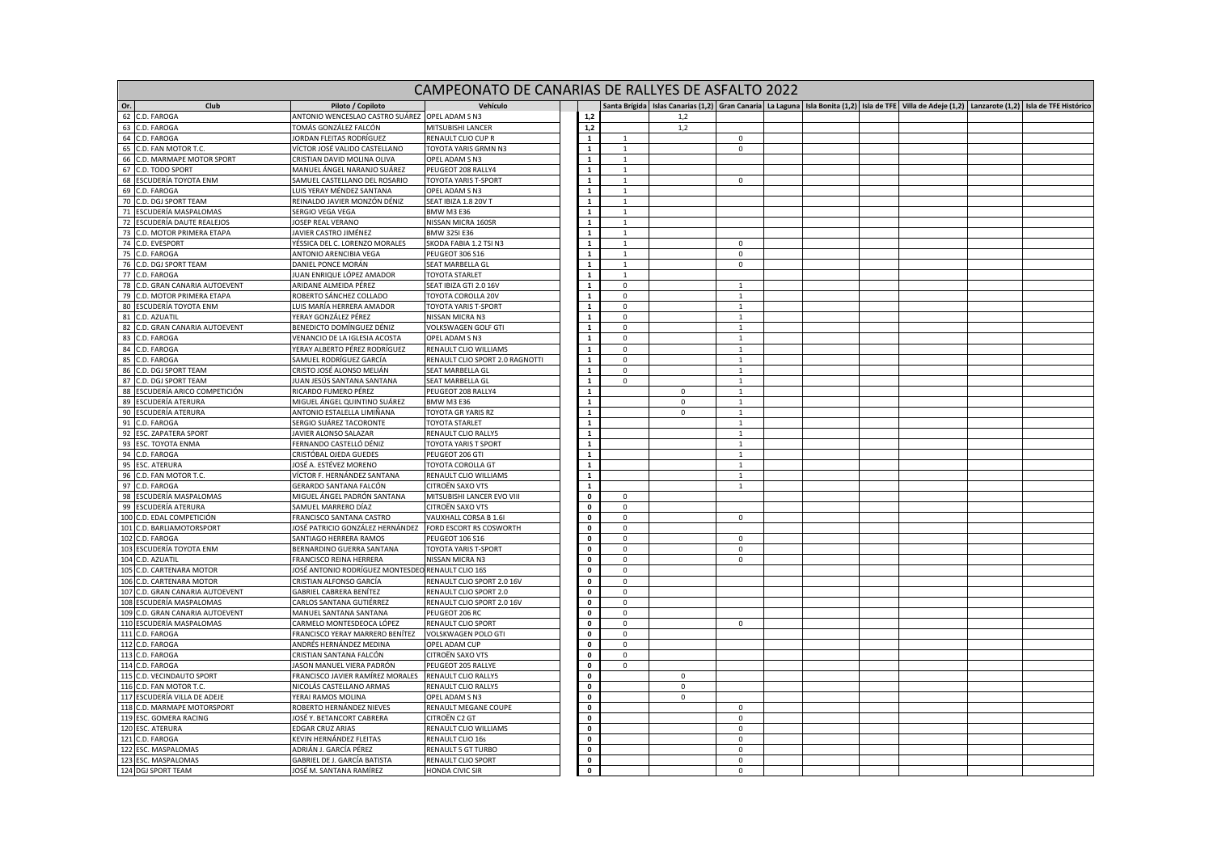# CAMPEONATO DE CANARIAS DE RALLYES DE ASFALTO 2022

| Or. | Club | Piloto / Copiloto | Vehículo | | Santa Brígida | Islas Canarias (1,2) | Gran Canaria | La Laguna | Isla Bonita (1,2) | Isla de TFE | Villa de Adeje (1,2) | Lanzarote (1,2) | Isla de TFE Histórico |
|---|---|---|---|---|---|---|---|---|---|---|---|---|---|
| 62 | C.D. FAROGA | ANTONIO WENCESLAO CASTRO SUÁREZ | OPEL ADAM S N3 | 1,2 | | 1,2 | | | | | | | |
| 63 | C.D. FAROGA | TOMÁS GONZÁLEZ FALCÓN | MITSUBISHI LANCER | 1,2 | | 1,2 | | | | | | | |
| 64 | C.D. FAROGA | JORDAN FLEITAS RODRÍGUEZ | RENAULT CLIO CUP R | 1 | 1 | | 0 | | | | | | |
| 65 | C.D. FAN MOTOR T.C. | VÍCTOR JOSÉ VALIDO CASTELLANO | TOYOTA YARIS GRMN N3 | 1 | 1 | | 0 | | | | | | |
| 66 | C.D. MARMAPE MOTOR SPORT | CRISTIAN DAVID MOLINA OLIVA | OPEL ADAM S N3 | 1 | 1 | | | | | | | | |
| 67 | C.D. TODO SPORT | MANUEL ÁNGEL NARANJO SUÁREZ | PEUGEOT 208 RALLY4 | 1 | 1 | | | | | | | | |
| 68 | ESCUDERÍA TOYOTA ENM | SAMUEL CASTELLANO DEL ROSARIO | TOYOTA YARIS T-SPORT | 1 | 1 | | 0 | | | | | | |
| 69 | C.D. FAROGA | LUIS YERAY MÉNDEZ SANTANA | OPEL ADAM S N3 | 1 | 1 | | | | | | | | |
| 70 | C.D. DGJ SPORT TEAM | REINALDO JAVIER MONZÓN DÉNIZ | SEAT IBIZA 1.8 20V T | 1 | 1 | | | | | | | | |
| 71 | ESCUDERÍA MASPALOMAS | SERGIO VEGA VEGA | BMW M3 E36 | 1 | 1 | | | | | | | | |
| 72 | ESCUDERÍA DAUTE REALEJOS | JOSEP REAL VERANO | NISSAN MICRA 160SR | 1 | 1 | | | | | | | | |
| 73 | C.D. MOTOR PRIMERA ETAPA | JAVIER CASTRO JIMÉNEZ | BMW 325I E36 | 1 | 1 | | | | | | | | |
| 74 | C.D. EVESPORT | YÉSSICA DEL C. LORENZO MORALES | SKODA FABIA 1.2 TSI N3 | 1 | 1 | | 0 | | | | | | |
| 75 | C.D. FAROGA | ANTONIO ARENCIBIA VEGA | PEUGEOT 306 S16 | 1 | 1 | | 0 | | | | | | |
| 76 | C.D. DGJ SPORT TEAM | DANIEL PONCE MORÁN | SEAT MARBELLA GL | 1 | 1 | | 0 | | | | | | |
| 77 | C.D. FAROGA | JUAN ENRIQUE LÓPEZ AMADOR | TOYOTA STARLET | 1 | 1 | | | | | | | | |
| 78 | C.D. GRAN CANARIA AUTOEVENT | ARIDANE ALMEIDA PÉREZ | SEAT IBIZA GTI 2.0 16V | 1 | 0 | | 1 | | | | | | |
| 79 | C.D. MOTOR PRIMERA ETAPA | ROBERTO SÁNCHEZ COLLADO | TOYOTA COROLLA 20V | 1 | 0 | | 1 | | | | | | |
| 80 | ESCUDERÍA TOYOTA ENM | LUIS MARÍA HERRERA AMADOR | TOYOTA YARIS T-SPORT | 1 | 0 | | 1 | | | | | | |
| 81 | C.D. AZUATIL | YERAY GONZÁLEZ PÉREZ | NISSAN MICRA N3 | 1 | 0 | | 1 | | | | | | |
| 82 | C.D. GRAN CANARIA AUTOEVENT | BENEDICTO DOMÍNGUEZ DÉNIZ | VOLKSWAGEN GOLF GTI | 1 | 0 | | 1 | | | | | | |
| 83 | C.D. FAROGA | VENANCIO DE LA IGLESIA ACOSTA | OPEL ADAM S N3 | 1 | 0 | | 1 | | | | | | |
| 84 | C.D. FAROGA | YERAY ALBERTO PÉREZ RODRÍGUEZ | RENAULT CLIO WILLIAMS | 1 | 0 | | 1 | | | | | | |
| 85 | C.D. FAROGA | SAMUEL RODRÍGUEZ GARCÍA | RENAULT CLIO SPORT 2.0 RAGNOTTI | 1 | 0 | | 1 | | | | | | |
| 86 | C.D. DGJ SPORT TEAM | CRISTO JOSÉ ALONSO MELIÁN | SEAT MARBELLA GL | 1 | 0 | | 1 | | | | | | |
| 87 | C.D. DGJ SPORT TEAM | JUAN JESÚS SANTANA SANTANA | SEAT MARBELLA GL | 1 | 0 | | 1 | | | | | | |
| 88 | ESCUDERÍA ARICO COMPETICIÓN | RICARDO FUMERO PÉREZ | PEUGEOT 208 RALLY4 | 1 | | 0 | 1 | | | | | | |
| 89 | ESCUDERÍA ATERURA | MIGUEL ÁNGEL QUINTINO SUÁREZ | BMW M3 E36 | 1 | | 0 | 1 | | | | | | |
| 90 | ESCUDERÍA ATERURA | ANTONIO ESTALELLA LIMIÑANA | TOYOTA GR YARIS RZ | 1 | | 0 | 1 | | | | | | |
| 91 | C.D. FAROGA | SERGIO SUÁREZ TACORONTE | TOYOTA STARLET | 1 | | | 1 | | | | | | |
| 92 | ESC. ZAPATERA SPORT | JAVIER ALONSO SALAZAR | RENAULT CLIO RALLY5 | 1 | | | 1 | | | | | | |
| 93 | ESC. TOYOTA ENMA | FERNANDO CASTELLÓ DÉNIZ | TOYOTA YARIS T SPORT | 1 | | | 1 | | | | | | |
| 94 | C.D. FAROGA | CRISTÓBAL OJEDA GUEDES | PEUGEOT 206 GTI | 1 | | | 1 | | | | | | |
| 95 | ESC. ATERURA | JOSÉ A. ESTÉVEZ MORENO | TOYOTA COROLLA GT | 1 | | | 1 | | | | | | |
| 96 | C.D. FAN MOTOR T.C. | VÍCTOR F. HERNÁNDEZ SANTANA | RENAULT CLIO WILLIAMS | 1 | | | 1 | | | | | | |
| 97 | C.D. FAROGA | GERARDO SANTANA FALCÓN | CITROËN SAXO VTS | 1 | | | 1 | | | | | | |
| 98 | ESCUDERÍA MASPALOMAS | MIGUEL ÁNGEL PADRÓN SANTANA | MITSUBISHI LANCER EVO VIII | 0 | 0 | | | | | | | | |
| 99 | ESCUDERÍA ATERURA | SAMUEL MARRERO DÍAZ | CITROËN SAXO VTS | 0 | 0 | | | | | | | | |
| 100 | C.D. EDAL COMPETICIÓN | FRANCISCO SANTANA CASTRO | VAUXHALL CORSA B 1.6I | 0 | 0 | | 0 | | | | | | |
| 101 | C.D. BARLIAMOTORSPORT | JOSÉ PATRICIO GONZÁLEZ HERNÁNDEZ | FORD ESCORT RS COSWORTH | 0 | 0 | | | | | | | | |
| 102 | C.D. FAROGA | SANTIAGO HERRERA RAMOS | PEUGEOT 106 S16 | 0 | 0 | | 0 | | | | | | |
| 103 | ESCUDERÍA TOYOTA ENM | BERNARDINO GUERRA SANTANA | TOYOTA YARIS T-SPORT | 0 | 0 | | 0 | | | | | | |
| 104 | C.D. AZUATIL | FRANCISCO REINA HERRERA | NISSAN MICRA N3 | 0 | 0 | | 0 | | | | | | |
| 105 | C.D. CARTENARA MOTOR | JOSÉ ANTONIO RODRÍGUEZ MONTESDEO | RENAULT CLIO 16S | 0 | 0 | | | | | | | | |
| 106 | C.D. CARTENARA MOTOR | CRISTIAN ALFONSO GARCÍA | RENAULT CLIO SPORT 2.0 16V | 0 | 0 | | | | | | | | |
| 107 | C.D. GRAN CANARIA AUTOEVENT | GABRIEL CABRERA BENÍTEZ | RENAULT CLIO SPORT 2.0 | 0 | 0 | | | | | | | | |
| 108 | ESCUDERÍA MASPALOMAS | CARLOS SANTANA GUTIÉRREZ | RENAULT CLIO SPORT 2.0 16V | 0 | 0 | | | | | | | | |
| 109 | C.D. GRAN CANARIA AUTOEVENT | MANUEL SANTANA SANTANA | PEUGEOT 206 RC | 0 | 0 | | | | | | | | |
| 110 | ESCUDERÍA MASPALOMAS | CARMELO MONTESDEOCA LÓPEZ | RENAULT CLIO SPORT | 0 | 0 | | 0 | | | | | | |
| 111 | C.D. FAROGA | FRANCISCO YERAY MARRERO BENÍTEZ | VOLSKWAGEN POLO GTI | 0 | 0 | | | | | | | | |
| 112 | C.D. FAROGA | ANDRÉS HERNÁNDEZ MEDINA | OPEL ADAM CUP | 0 | 0 | | | | | | | | |
| 113 | C.D. FAROGA | CRISTIAN SANTANA FALCÓN | CITROËN SAXO VTS | 0 | 0 | | | | | | | | |
| 114 | C.D. FAROGA | JASON MANUEL VIERA PADRÓN | PEUGEOT 205 RALLYE | 0 | 0 | | | | | | | | |
| 115 | C.D. VECINDAUTO SPORT | FRANCISCO JAVIER RAMÍREZ MORALES | RENAULT CLIO RALLY5 | 0 | | 0 | | | | | | | |
| 116 | C.D. FAN MOTOR T.C. | NICOLÁS CASTELLANO ARMAS | RENAULT CLIO RALLY5 | 0 | | 0 | | | | | | | |
| 117 | ESCUDERÍA VILLA DE ADEJE | YERAI RAMOS MOLINA | OPEL ADAM S N3 | 0 | | 0 | | | | | | | |
| 118 | C.D. MARMAPE MOTORSPORT | ROBERTO HERNÁNDEZ NIEVES | RENAULT MEGANE COUPE | 0 | | | 0 | | | | | | |
| 119 | ESC. GOMERA RACING | JOSÉ Y. BETANCORT CABRERA | CITROËN C2 GT | 0 | | | 0 | | | | | | |
| 120 | ESC. ATERURA | EDGAR CRUZ ARIAS | RENAULT CLIO WILLIAMS | 0 | | | 0 | | | | | | |
| 121 | C.D. FAROGA | KEVIN HERNÁNDEZ FLEITAS | RENAULT CLIO 16s | 0 | | | 0 | | | | | | |
| 122 | ESC. MASPALOMAS | ADRIÁN J. GARCÍA PÉREZ | RENAULT 5 GT TURBO | 0 | | | 0 | | | | | | |
| 123 | ESC. MASPALOMAS | GABRIEL DE J. GARCÍA BATISTA | RENAULT CLIO SPORT | 0 | | | 0 | | | | | | |
| 124 | DGJ SPORT TEAM | JOSÉ M. SANTANA RAMÍREZ | HONDA CIVIC SIR | 0 | | | 0 | | | | | | |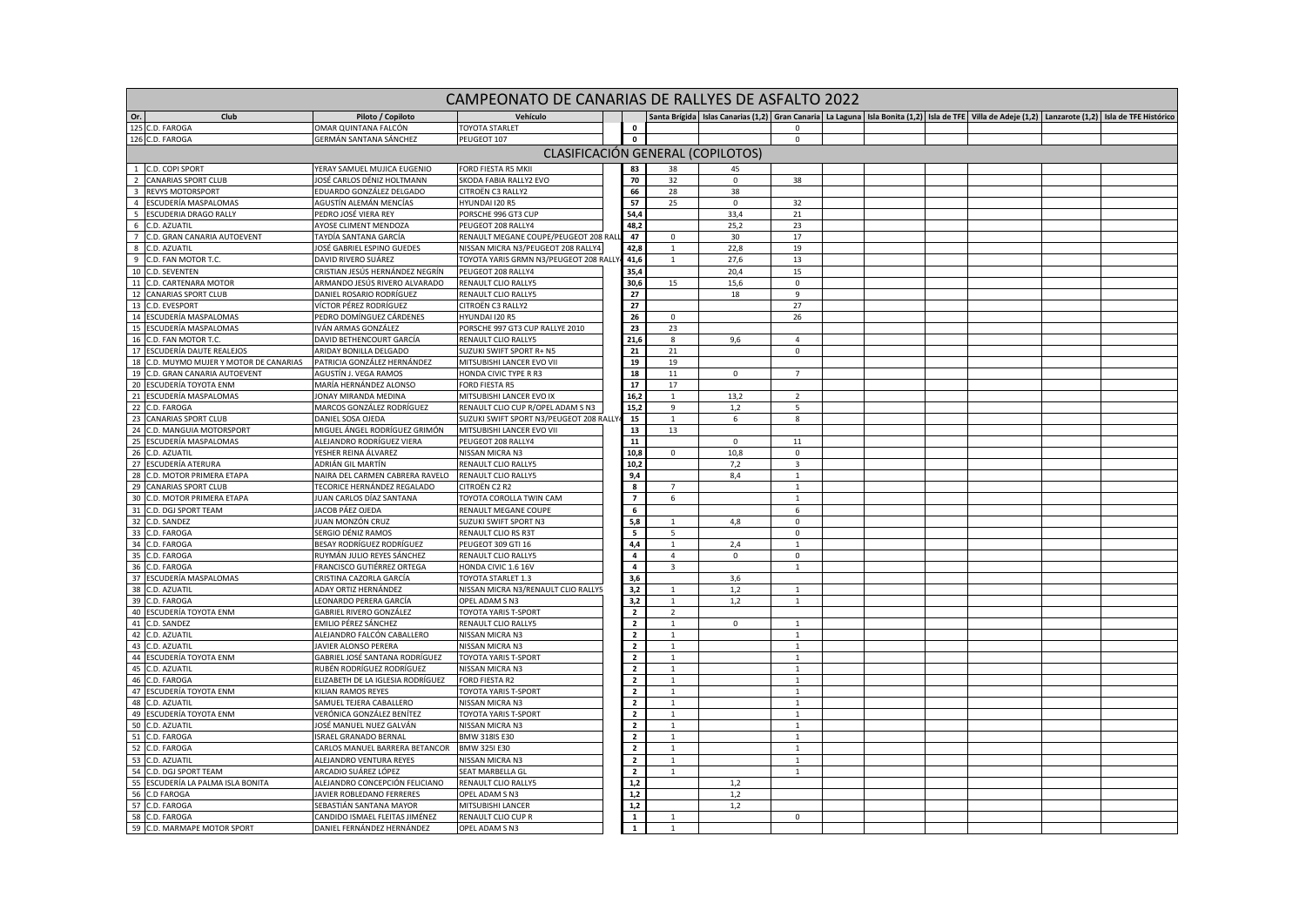# CAMPEONATO DE CANARIAS DE RALLYES DE ASFALTO 2022

| Or. | Club | Piloto / Copiloto | Vehículo | | Santa Brígida | Islas Canarias (1,2) | Gran Canaria | La Laguna | Isla Bonita (1,2) | Isla de TFE | Villa de Adeje (1,2) | Lanzarote (1,2) | Isla de TFE Histórico |
|---|---|---|---|---|---|---|---|---|---|---|---|---|---|
| 125 | C.D. FAROGA | OMAR QUINTANA FALCÓN | TOYOTA STARLET | 0 | | | 0 | | | | | | |
| 126 | C.D. FAROGA | GERMÁN SANTANA SÁNCHEZ | PEUGEOT 107 | 0 | | | 0 | | | | | | |

## CLASIFICACIÓN GENERAL (COPILOTOS)

| Or. | Club | Piloto / Copiloto | Vehículo | | Santa Brígida | Islas Canarias (1,2) | Gran Canaria | La Laguna | Isla Bonita (1,2) | Isla de TFE | Villa de Adeje (1,2) | Lanzarote (1,2) | Isla de TFE Histórico |
|---|---|---|---|---|---|---|---|---|---|---|---|---|---|
| 1 | C.D. COPI SPORT | YERAY SAMUEL MUJICA EUGENIO | FORD FIESTA R5 MKII | 83 | 38 | 45 | | | | | | | |
| 2 | CANARIAS SPORT CLUB | JOSÉ CARLOS DÉNIZ HOLTMANN | SKODA FABIA RALLY2 EVO | 70 | 32 | 0 | 38 | | | | | | |
| 3 | REVYS MOTORSPORT | EDUARDO GONZÁLEZ DELGADO | CITROËN C3 RALLY2 | 66 | 28 | 38 | | | | | | | |
| 4 | ESCUDERÍA MASPALOMAS | AGUSTÍN ALEMÁN MENCÍAS | HYUNDAI I20 R5 | 57 | 25 | 0 | 32 | | | | | | |
| 5 | ESCUDERIA DRAGO RALLY | PEDRO JOSÉ VIERA REY | PORSCHE 996 GT3 CUP | 54,4 | | 33,4 | 21 | | | | | | |
| 6 | C.D. AZUATIL | AYOSE CLIMENT MENDOZA | PEUGEOT 208 RALLY4 | 48,2 | | 25,2 | 23 | | | | | | |
| 7 | C.D. GRAN CANARIA AUTOEVENT | TAYDÍA SANTANA GARCÍA | RENAULT MEGANE COUPE/PEUGEOT 208 RALL | 47 | 0 | 30 | 17 | | | | | | |
| 8 | C.D. AZUATIL | JOSÉ GABRIEL ESPINO GUEDES | NISSAN MICRA N3/PEUGEOT 208 RALLY4 | 42,8 | 1 | 22,8 | 19 | | | | | | |
| 9 | C.D. FAN MOTOR T.C. | DAVID RIVERO SUÁREZ | TOYOTA YARIS GRMN N3/PEUGEOT 208 RALLY | 41,6 | 1 | 27,6 | 13 | | | | | | |
| 10 | C.D. SEVENTEN | CRISTIAN JESÚS HERNÁNDEZ NEGRÍN | PEUGEOT 208 RALLY4 | 35,4 | | 20,4 | 15 | | | | | | |
| 11 | C.D. CARTENARA MOTOR | ARMANDO JESÚS RIVERO ALVARADO | RENAULT CLIO RALLY5 | 30,6 | 15 | 15,6 | 0 | | | | | | |
| 12 | CANARIAS SPORT CLUB | DANIEL ROSARIO RODRÍGUEZ | RENAULT CLIO RALLY5 | 27 | | 18 | 9 | | | | | | |
| 13 | C.D. EVESPORT | VÍCTOR PÉREZ RODRÍGUEZ | CITROËN C3 RALLY2 | 27 | | | 27 | | | | | | |
| 14 | ESCUDERÍA MASPALOMAS | PEDRO DOMÍNGUEZ CÁRDENES | HYUNDAI I20 R5 | 26 | 0 | | 26 | | | | | | |
| 15 | ESCUDERÍA MASPALOMAS | IVÁN ARMAS GONZÁLEZ | PORSCHE 997 GT3 CUP RALLYE 2010 | 23 | 23 | | | | | | | | |
| 16 | C.D. FAN MOTOR T.C. | DAVID BETHENCOURT GARCÍA | RENAULT CLIO RALLY5 | 21,6 | 8 | 9,6 | 4 | | | | | | |
| 17 | ESCUDERÍA DAUTE REALEJOS | ARIDAY BONILLA DELGADO | SUZUKI SWIFT SPORT R+ N5 | 21 | 21 | | 0 | | | | | | |
| 18 | C.D. MUYMO MUJER Y MOTOR DE CANARIAS | PATRICIA GONZÁLEZ HERNÁNDEZ | MITSUBISHI LANCER EVO VII | 19 | 19 | | | | | | | | |
| 19 | C.D. GRAN CANARIA AUTOEVENT | AGUSTÍN J. VEGA RAMOS | HONDA CIVIC TYPE R R3 | 18 | 11 | 0 | 7 | | | | | | |
| 20 | ESCUDERÍA TOYOTA ENM | MARÍA HERNÁNDEZ ALONSO | FORD FIESTA R5 | 17 | 17 | | | | | | | | |
| 21 | ESCUDERÍA MASPALOMAS | JONAY MIRANDA MEDINA | MITSUBISHI LANCER EVO IX | 16,2 | 1 | 13,2 | 2 | | | | | | |
| 22 | C.D. FAROGA | MARCOS GONZÁLEZ RODRÍGUEZ | RENAULT CLIO CUP R/OPEL ADAM S N3 | 15,2 | 9 | 1,2 | 5 | | | | | | |
| 23 | CANARIAS SPORT CLUB | DANIEL SOSA OJEDA | SUZUKI SWIFT SPORT N3/PEUGEOT 208 RALLY | 15 | 1 | 6 | 8 | | | | | | |
| 24 | C.D. MANGUIA MOTORSPORT | MIGUEL ÁNGEL RODRÍGUEZ GRIMÓN | MITSUBISHI LANCER EVO VII | 13 | 13 | | | | | | | | |
| 25 | ESCUDERÍA MASPALOMAS | ALEJANDRO RODRÍGUEZ VIERA | PEUGEOT 208 RALLY4 | 11 | | 0 | 11 | | | | | | |
| 26 | C.D. AZUATIL | YESHER REINA ÁLVAREZ | NISSAN MICRA N3 | 10,8 | 0 | 10,8 | 0 | | | | | | |
| 27 | ESCUDERÍA ATERURA | ADRIÁN GIL MARTÍN | RENAULT CLIO RALLY5 | 10,2 | | 7,2 | 3 | | | | | | |
| 28 | C.D. MOTOR PRIMERA ETAPA | NAIRA DEL CARMEN CABRERA RAVELO | RENAULT CLIO RALLY5 | 9,4 | | 8,4 | 1 | | | | | | |
| 29 | CANARIAS SPORT CLUB | TECORICE HERNÁNDEZ REGALADO | CITROËN C2 R2 | 8 | 7 | | 1 | | | | | | |
| 30 | C.D. MOTOR PRIMERA ETAPA | JUAN CARLOS DÍAZ SANTANA | TOYOTA COROLLA TWIN CAM | 7 | 6 | | 1 | | | | | | |
| 31 | C.D. DGJ SPORT TEAM | JACOB PÁEZ OJEDA | RENAULT MEGANE COUPE | 6 | | | 6 | | | | | | |
| 32 | C.D. SANDEZ | JUAN MONZÓN CRUZ | SUZUKI SWIFT SPORT N3 | 5,8 | 1 | 4,8 | 0 | | | | | | |
| 33 | C.D. FAROGA | SERGIO DÉNIZ RAMOS | RENAULT CLIO RS R3T | 5 | 5 | | 0 | | | | | | |
| 34 | C.D. FAROGA | BESAY RODRÍGUEZ RODRÍGUEZ | PEUGEOT 309 GTI 16 | 4,4 | 1 | 2,4 | 1 | | | | | | |
| 35 | C.D. FAROGA | RUYMÁN JULIO REYES SÁNCHEZ | RENAULT CLIO RALLY5 | 4 | 4 | 0 | 0 | | | | | | |
| 36 | C.D. FAROGA | FRANCISCO GUTIÉRREZ ORTEGA | HONDA CIVIC 1.6 16V | 4 | 3 | | 1 | | | | | | |
| 37 | ESCUDERÍA MASPALOMAS | CRISTINA CAZORLA GARCÍA | TOYOTA STARLET 1.3 | 3,6 | | 3,6 | | | | | | | |
| 38 | C.D. AZUATIL | ADAY ORTIZ HERNÁNDEZ | NISSAN MICRA N3/RENAULT CLIO RALLY5 | 3,2 | 1 | 1,2 | 1 | | | | | | |
| 39 | C.D. FAROGA | LEONARDO PERERA GARCÍA | OPEL ADAM S N3 | 3,2 | 1 | 1,2 | 1 | | | | | | |
| 40 | ESCUDERÍA TOYOTA ENM | GABRIEL RIVERO GONZÁLEZ | TOYOTA YARIS T-SPORT | 2 | 2 | | | | | | | | |
| 41 | C.D. SANDEZ | EMILIO PÉREZ SÁNCHEZ | RENAULT CLIO RALLY5 | 2 | 1 | 0 | 1 | | | | | | |
| 42 | C.D. AZUATIL | ALEJANDRO FALCÓN CABALLERO | NISSAN MICRA N3 | 2 | 1 | | 1 | | | | | | |
| 43 | C.D. AZUATIL | JAVIER ALONSO PERERA | NISSAN MICRA N3 | 2 | 1 | | 1 | | | | | | |
| 44 | ESCUDERÍA TOYOTA ENM | GABRIEL JOSÉ SANTANA RODRÍGUEZ | TOYOTA YARIS T-SPORT | 2 | 1 | | 1 | | | | | | |
| 45 | C.D. AZUATIL | RUBÉN RODRÍGUEZ RODRÍGUEZ | NISSAN MICRA N3 | 2 | 1 | | 1 | | | | | | |
| 46 | C.D. FAROGA | ELIZABETH DE LA IGLESIA RODRÍGUEZ | FORD FIESTA R2 | 2 | 1 | | 1 | | | | | | |
| 47 | ESCUDERÍA TOYOTA ENM | KILIAN RAMOS REYES | TOYOTA YARIS T-SPORT | 2 | 1 | | 1 | | | | | | |
| 48 | C.D. AZUATIL | SAMUEL TEJERA CABALLERO | NISSAN MICRA N3 | 2 | 1 | | 1 | | | | | | |
| 49 | ESCUDERÍA TOYOTA ENM | VERÓNICA GONZÁLEZ BENÍTEZ | TOYOTA YARIS T-SPORT | 2 | 1 | | 1 | | | | | | |
| 50 | C.D. AZUATIL | JOSÉ MANUEL NUEZ GALVÁN | NISSAN MICRA N3 | 2 | 1 | | 1 | | | | | | |
| 51 | C.D. FAROGA | ISRAEL GRANADO BERNAL | BMW 318IS E30 | 2 | 1 | | 1 | | | | | | |
| 52 | C.D. FAROGA | CARLOS MANUEL BARRERA BETANCOR | BMW 325I E30 | 2 | 1 | | 1 | | | | | | |
| 53 | C.D. AZUATIL | ALEJANDRO VENTURA REYES | NISSAN MICRA N3 | 2 | 1 | | 1 | | | | | | |
| 54 | C.D. DGJ SPORT TEAM | ARCADIO SUÁREZ LÓPEZ | SEAT MARBELLA GL | 2 | 1 | | 1 | | | | | | |
| 55 | ESCUDERÍA LA PALMA ISLA BONITA | ALEJANDRO CONCEPCIÓN FELICIANO | RENAULT CLIO RALLY5 | 1,2 | | 1,2 | | | | | | | |
| 56 | C.D FAROGA | JAVIER ROBLEDANO FERRERES | OPEL ADAM S N3 | 1,2 | | 1,2 | | | | | | | |
| 57 | C.D. FAROGA | SEBASTIÁN SANTANA MAYOR | MITSUBISHI LANCER | 1,2 | | 1,2 | | | | | | | |
| 58 | C.D. FAROGA | CANDIDO ISMAEL FLEITAS JIMÉNEZ | RENAULT CLIO CUP R | 1 | 1 | | 0 | | | | | | |
| 59 | C.D. MARMAPE MOTOR SPORT | DANIEL FERNÁNDEZ HERNÁNDEZ | OPEL ADAM S N3 | 1 | 1 | | | | | | | | |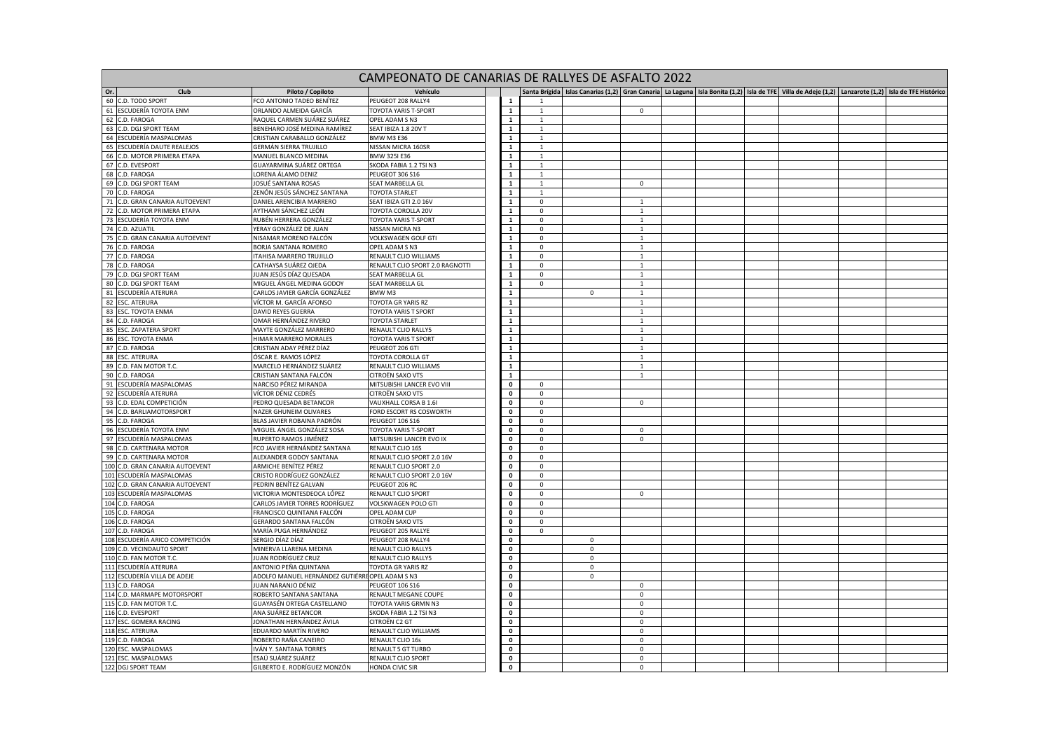# CAMPEONATO DE CANARIAS DE RALLYES DE ASFALTO 2022

| Or. | Club | Piloto / Copiloto | Vehículo | | Santa Brígida | Islas Canarias (1,2) | Gran Canaria | La Laguna | Isla Bonita (1,2) | Isla de TFE | Villa de Adeje (1,2) | Lanzarote (1,2) | Isla de TFE Histórico |
|---|---|---|---|---|---|---|---|---|---|---|---|---|---|
| 60 | C.D. TODO SPORT | FCO ANTONIO TADEO BENÍTEZ | PEUGEOT 208 RALLY4 | **1** | 1 | | | | | | | | |
| 61 | ESCUDERÍA TOYOTA ENM | ORLANDO ALMEIDA GARCÍA | TOYOTA YARIS T-SPORT | **1** | 1 | | 0 | | | | | | |
| 62 | C.D. FAROGA | RAQUEL CARMEN SUÁREZ SUÁREZ | OPEL ADAM S N3 | **1** | 1 | | | | | | | | |
| 63 | C.D. DGJ SPORT TEAM | BENEHARO JOSÉ MEDINA RAMÍREZ | SEAT IBIZA 1.8 20V T | **1** | 1 | | | | | | | | |
| 64 | ESCUDERÍA MASPALOMAS | CRISTIAN CARABALLO GONZÁLEZ | BMW M3 E36 | **1** | 1 | | | | | | | | |
| 65 | ESCUDERÍA DAUTE REALEJOS | GERMÁN SIERRA TRUJILLO | NISSAN MICRA 160SR | **1** | 1 | | | | | | | | |
| 66 | C.D. MOTOR PRIMERA ETAPA | MANUEL BLANCO MEDINA | BMW 325I E36 | **1** | 1 | | | | | | | | |
| 67 | C.D. EVESPORT | GUAYARMINA SUÁREZ ORTEGA | SKODA FABIA 1.2 TSI N3 | **1** | 1 | | | | | | | | |
| 68 | C.D. FAROGA | LORENA ÁLAMO DENIZ | PEUGEOT 306 S16 | **1** | 1 | | | | | | | | |
| 69 | C.D. DGJ SPORT TEAM | JOSUÉ SANTANA ROSAS | SEAT MARBELLA GL | **1** | 1 | | 0 | | | | | | |
| 70 | C.D. FAROGA | ZENÓN JESÚS SÁNCHEZ SANTANA | TOYOTA STARLET | **1** | 1 | | | | | | | | |
| 71 | C.D. GRAN CANARIA AUTOEVENT | DANIEL ARENCIBIA MARRERO | SEAT IBIZA GTI 2.0 16V | **1** | 0 | | 1 | | | | | | |
| 72 | C.D. MOTOR PRIMERA ETAPA | AYTHAMI SÁNCHEZ LEÓN | TOYOTA COROLLA 20V | **1** | 0 | | 1 | | | | | | |
| 73 | ESCUDERÍA TOYOTA ENM | RUBÉN HERRERA GONZÁLEZ | TOYOTA YARIS T-SPORT | **1** | 0 | | 1 | | | | | | |
| 74 | C.D. AZUATIL | YERAY GONZÁLEZ DE JUAN | NISSAN MICRA N3 | **1** | 0 | | 1 | | | | | | |
| 75 | C.D. GRAN CANARIA AUTOEVENT | NISAMAR MORENO FALCÓN | VOLKSWAGEN GOLF GTI | **1** | 0 | | 1 | | | | | | |
| 76 | C.D. FAROGA | BORJA SANTANA ROMERO | OPEL ADAM S N3 | **1** | 0 | | 1 | | | | | | |
| 77 | C.D. FAROGA | ITAHISA MARRERO TRUJILLO | RENAULT CLIO WILLIAMS | **1** | 0 | | 1 | | | | | | |
| 78 | C.D. FAROGA | CATHAYSA SUÁREZ OJEDA | RENAULT CLIO SPORT 2.0 RAGNOTTI | **1** | 0 | | 1 | | | | | | |
| 79 | C.D. DGJ SPORT TEAM | JUAN JESÚS DÍAZ QUESADA | SEAT MARBELLA GL | **1** | 0 | | 1 | | | | | | |
| 80 | C.D. DGJ SPORT TEAM | MIGUEL ÁNGEL MEDINA GODOY | SEAT MARBELLA GL | **1** | 0 | | 1 | | | | | | |
| 81 | ESCUDERÍA ATERURA | CARLOS JAVIER GARCÍA GONZÁLEZ | BMW M3 | **1** | | 0 | 1 | | | | | | |
| 82 | ESC. ATERURA | VÍCTOR M. GARCÍA AFONSO | TOYOTA GR YARIS RZ | **1** | | | 1 | | | | | | |
| 83 | ESC. TOYOTA ENMA | DAVID REYES GUERRA | TOYOTA YARIS T SPORT | **1** | | | 1 | | | | | | |
| 84 | C.D. FAROGA | OMAR HERNÁNDEZ RIVERO | TOYOTA STARLET | **1** | | | 1 | | | | | | |
| 85 | ESC. ZAPATERA SPORT | MAYTE GONZÁLEZ MARRERO | RENAULT CLIO RALLY5 | **1** | | | 1 | | | | | | |
| 86 | ESC. TOYOTA ENMA | HIMAR MARRERO MORALES | TOYOTA YARIS T SPORT | **1** | | | 1 | | | | | | |
| 87 | C.D. FAROGA | CRISTIAN ADAY PÉREZ DÍAZ | PEUGEOT 206 GTI | **1** | | | 1 | | | | | | |
| 88 | ESC. ATERURA | ÓSCAR E. RAMOS LÓPEZ | TOYOTA COROLLA GT | **1** | | | 1 | | | | | | |
| 89 | C.D. FAN MOTOR T.C. | MARCELO HERNÁNDEZ SUÁREZ | RENAULT CLIO WILLIAMS | **1** | | | 1 | | | | | | |
| 90 | C.D. FAROGA | CRISTIAN SANTANA FALCÓN | CITROËN SAXO VTS | **1** | | | 1 | | | | | | |
| 91 | ESCUDERÍA MASPALOMAS | NARCISO PÉREZ MIRANDA | MITSUBISHI LANCER EVO VIII | **0** | 0 | | | | | | | | |
| 92 | ESCUDERÍA ATERURA | VÍCTOR DÉNIZ CEDRÉS | CITROËN SAXO VTS | **0** | 0 | | | | | | | | |
| 93 | C.D. EDAL COMPETICIÓN | PEDRO QUESADA BETANCOR | VAUXHALL CORSA B 1.6I | **0** | 0 | | 0 | | | | | | |
| 94 | C.D. BARLIAMOTORSPORT | NAZER GHUNEIM OLIVARES | FORD ESCORT RS COSWORTH | **0** | 0 | | | | | | | | |
| 95 | C.D. FAROGA | BLAS JAVIER ROBAINA PADRÓN | PEUGEOT 106 S16 | **0** | 0 | | | | | | | | |
| 96 | ESCUDERÍA TOYOTA ENM | MIGUEL ÁNGEL GONZÁLEZ SOSA | TOYOTA YARIS T-SPORT | **0** | 0 | | 0 | | | | | | |
| 97 | ESCUDERÍA MASPALOMAS | RUPERTO RAMOS JIMÉNEZ | MITSUBISHI LANCER EVO IX | **0** | 0 | | 0 | | | | | | |
| 98 | C.D. CARTENARA MOTOR | FCO JAVIER HERNÁNDEZ SANTANA | RENAULT CLIO 16S | **0** | 0 | | | | | | | | |
| 99 | C.D. CARTENARA MOTOR | ALEXANDER GODOY SANTANA | RENAULT CLIO SPORT 2.0 16V | **0** | 0 | | | | | | | | |
| 100 | C.D. GRAN CANARIA AUTOEVENT | ARMICHE BENÍTEZ PÉREZ | RENAULT CLIO SPORT 2.0 | **0** | 0 | | | | | | | | |
| 101 | ESCUDERÍA MASPALOMAS | CRISTO RODRÍGUEZ GONZÁLEZ | RENAULT CLIO SPORT 2.0 16V | **0** | 0 | | | | | | | | |
| 102 | C.D. GRAN CANARIA AUTOEVENT | PEDRIN BENÍTEZ GALVAN | PEUGEOT 206 RC | **0** | 0 | | | | | | | | |
| 103 | ESCUDERÍA MASPALOMAS | VICTORIA MONTESDEOCA LÓPEZ | RENAULT CLIO SPORT | **0** | 0 | | 0 | | | | | | |
| 104 | C.D. FAROGA | CARLOS JAVIER TORRES RODRÍGUEZ | VOLKSWAGEN POLO GTI | **0** | 0 | | | | | | | | |
| 105 | C.D. FAROGA | FRANCISCO QUINTANA FALCÓN | OPEL ADAM CUP | **0** | 0 | | | | | | | | |
| 106 | C.D. FAROGA | GERARDO SANTANA FALCÓN | CITROËN SAXO VTS | **0** | 0 | | | | | | | | |
| 107 | C.D. FAROGA | MARÍA PUGA HERNÁNDEZ | PEUGEOT 205 RALLYE | **0** | 0 | | | | | | | | |
| 108 | ESCUDERÍA ARICO COMPETICIÓN | SERGIO DÍAZ DÍAZ | PEUGEOT 208 RALLY4 | **0** | | 0 | | | | | | | |
| 109 | C.D. VECINDAUTO SPORT | MINERVA LLARENA MEDINA | RENAULT CLIO RALLY5 | **0** | | 0 | | | | | | | |
| 110 | C.D. FAN MOTOR T.C. | JUAN RODRÍGUEZ CRUZ | RENAULT CLIO RALLY5 | **0** | | 0 | | | | | | | |
| 111 | ESCUDERÍA ATERURA | ANTONIO PEÑA QUINTANA | TOYOTA GR YARIS RZ | **0** | | 0 | | | | | | | |
| 112 | ESCUDERÍA VILLA DE ADEJE | ADOLFO MANUEL HERNÁNDEZ GUTIÉRREZ | OPEL ADAM S N3 | **0** | | 0 | | | | | | | |
| 113 | C.D. FAROGA | JUAN NARANJO DÉNIZ | PEUGEOT 106 S16 | **0** | | | 0 | | | | | | |
| 114 | C.D. MARMAPE MOTORSPORT | ROBERTO SANTANA SANTANA | RENAULT MEGANE COUPE | **0** | | | 0 | | | | | | |
| 115 | C.D. FAN MOTOR T.C. | GUAYASÉN ORTEGA CASTELLANO | TOYOTA YARIS GRMN N3 | **0** | | | 0 | | | | | | |
| 116 | C.D. EVESPORT | ANA SUÁREZ BETANCOR | SKODA FABIA 1.2 TSI N3 | **0** | | | 0 | | | | | | |
| 117 | ESC. GOMERA RACING | JONATHAN HERNÁNDEZ ÁVILA | CITROËN C2 GT | **0** | | | 0 | | | | | | |
| 118 | ESC. ATERURA | EDUARDO MARTÍN RIVERO | RENAULT CLIO WILLIAMS | **0** | | | 0 | | | | | | |
| 119 | C.D. FAROGA | ROBERTO RAÑA CANEIRO | RENAULT CLIO 16s | **0** | | | 0 | | | | | | |
| 120 | ESC. MASPALOMAS | IVÁN Y. SANTANA TORRES | RENAULT 5 GT TURBO | **0** | | | 0 | | | | | | |
| 121 | ESC. MASPALOMAS | ESAÚ SUÁREZ SUÁREZ | RENAULT CLIO SPORT | **0** | | | 0 | | | | | | |
| 122 | DGJ SPORT TEAM | GILBERTO E. RODRÍGUEZ MONZÓN | HONDA CIVIC SIR | **0** | | | 0 | | | | | | |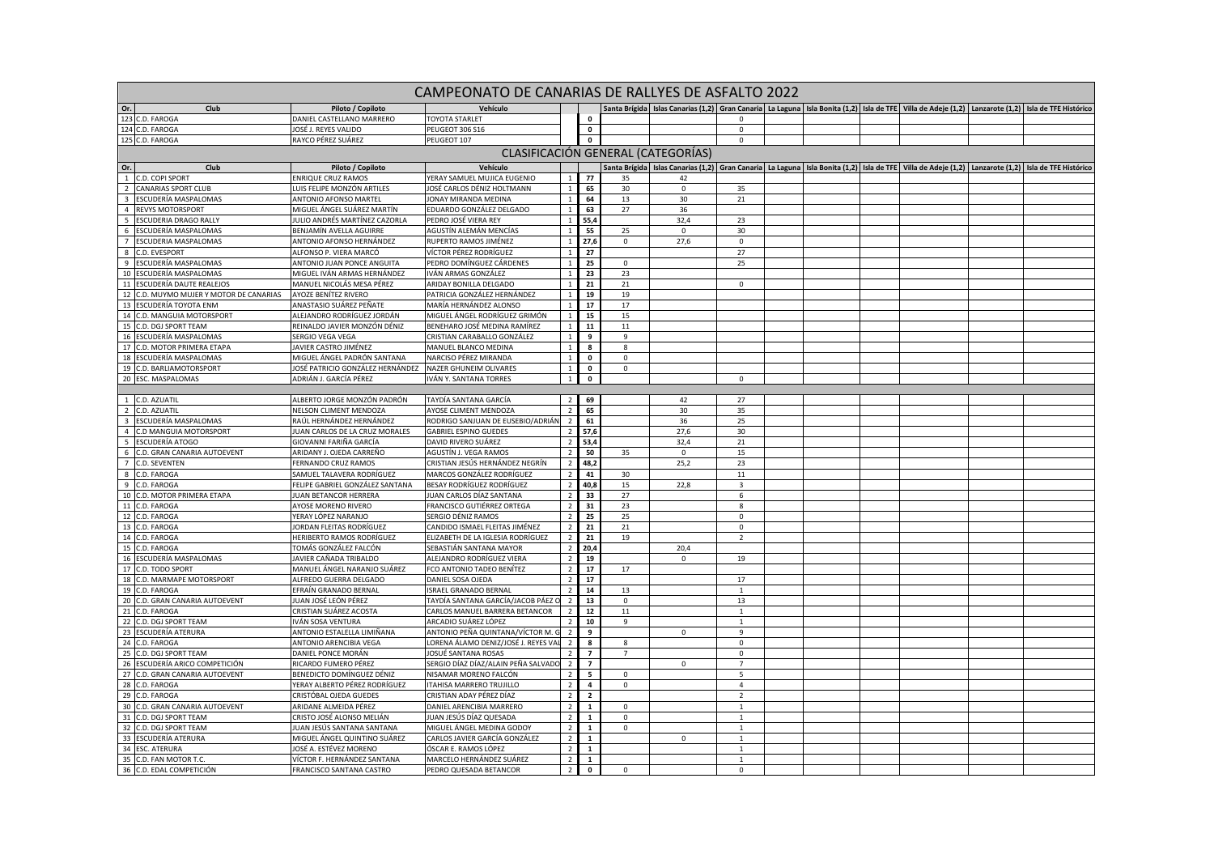# CAMPEONATO DE CANARIAS DE RALLYES DE ASFALTO 2022

| Or. | Club | Piloto / Copiloto | Vehículo | | | Santa Brígida | Islas Canarias (1,2) | Gran Canaria | La Laguna | Isla Bonita (1,2) | Isla de TFE | Villa de Adeje (1,2) | Lanzarote (1,2) | Isla de TFE Histórico |
|---|---|---|---|---|---|---|---|---|---|---|---|---|---|---|
| 123 | C.D. FAROGA | DANIEL CASTELLANO MARRERO | TOYOTA STARLET | | 0 | | | 0 | | | | | | |
| 124 | C.D. FAROGA | JOSÉ J. REYES VALIDO | PEUGEOT 306 S16 | | 0 | | | 0 | | | | | | |
| 125 | C.D. FAROGA | RAYCO PÉREZ SUÁREZ | PEUGEOT 107 | | 0 | | | 0 | | | | | | |

## CLASIFICACIÓN GENERAL (CATEGORÍAS)

| Or. | Club | Piloto / Copiloto | Vehículo | | | Santa Brígida | Islas Canarias (1,2) | Gran Canaria | La Laguna | Isla Bonita (1,2) | Isla de TFE | Villa de Adeje (1,2) | Lanzarote (1,2) | Isla de TFE Histórico |
|---|---|---|---|---|---|---|---|---|---|---|---|---|---|---|
| 1 | C.D. COPI SPORT | ENRIQUE CRUZ RAMOS | YERAY SAMUEL MUJICA EUGENIO | 1 | 77 | 35 | 42 | | | | | | | |
| 2 | CANARIAS SPORT CLUB | LUIS FELIPE MONZÓN ARTILES | JOSÉ CARLOS DÉNIZ HOLTMANN | 1 | 65 | 30 | 0 | 35 | | | | | | |
| 3 | ESCUDERÍA MASPALOMAS | ANTONIO AFONSO MARTEL | JONAY MIRANDA MEDINA | 1 | 64 | 13 | 30 | 21 | | | | | | |
| 4 | REVYS MOTORSPORT | MIGUEL ÁNGEL SUÁREZ MARTÍN | EDUARDO GONZÁLEZ DELGADO | 1 | 63 | 27 | 36 | | | | | | | |
| 5 | ESCUDERIA DRAGO RALLY | JULIO ANDRÉS MARTÍNEZ CAZORLA | PEDRO JOSÉ VIERA REY | 1 | 55,4 | | 32,4 | 23 | | | | | | |
| 6 | ESCUDERÍA MASPALOMAS | BENJAMÍN AVELLA AGUIRRE | AGUSTÍN ALEMÁN MENCÍAS | 1 | 55 | 25 | 0 | 30 | | | | | | |
| 7 | ESCUDERIA MASPALOMAS | ANTONIO AFONSO HERNÁNDEZ | RUPERTO RAMOS JIMÉNEZ | 1 | 27,6 | 0 | 27,6 | 0 | | | | | | |
| 8 | C.D. EVESPORT | ALFONSO P. VIERA MARCÓ | VÍCTOR PÉREZ RODRÍGUEZ | 1 | 27 | | | 27 | | | | | | |
| 9 | ESCUDERÍA MASPALOMAS | ANTONIO JUAN PONCE ANGUITA | PEDRO DOMÍNGUEZ CÁRDENES | 1 | 25 | 0 | | 25 | | | | | | |
| 10 | ESCUDERÍA MASPALOMAS | MIGUEL IVÁN ARMAS HERNÁNDEZ | IVÁN ARMAS GONZÁLEZ | 1 | 23 | 23 | | | | | | | | |
| 11 | ESCUDERÍA DAUTE REALEJOS | MANUEL NICOLÁS MESA PÉREZ | ARIDAY BONILLA DELGADO | 1 | 21 | 21 | | 0 | | | | | | |
| 12 | C.D. MUYMO MUJER Y MOTOR DE CANARIAS | AYOZE BENÍTEZ RIVERO | PATRICIA GONZÁLEZ HERNÁNDEZ | 1 | 19 | 19 | | | | | | | | |
| 13 | ESCUDERÍA TOYOTA ENM | ANASTASIO SUÁREZ PEÑATE | MARÍA HERNÁNDEZ ALONSO | 1 | 17 | 17 | | | | | | | | |
| 14 | C.D. MANGUIA MOTORSPORT | ALEJANDRO RODRÍGUEZ JORDÁN | MIGUEL ÁNGEL RODRÍGUEZ GRIMÓN | 1 | 15 | 15 | | | | | | | | |
| 15 | C.D. DGJ SPORT TEAM | REINALDO JAVIER MONZÓN DÉNIZ | BENEHARO JOSÉ MEDINA RAMÍREZ | 1 | 11 | 11 | | | | | | | | |
| 16 | ESCUDERÍA MASPALOMAS | SERGIO VEGA VEGA | CRISTIAN CARABALLO GONZÁLEZ | 1 | 9 | 9 | | | | | | | | |
| 17 | C.D. MOTOR PRIMERA ETAPA | JAVIER CASTRO JIMÉNEZ | MANUEL BLANCO MEDINA | 1 | 8 | 8 | | | | | | | | |
| 18 | ESCUDERÍA MASPALOMAS | MIGUEL ÁNGEL PADRÓN SANTANA | NARCISO PÉREZ MIRANDA | 1 | 0 | 0 | | | | | | | | |
| 19 | C.D. BARLIAMOTORSPORT | JOSÉ PATRICIO GONZÁLEZ HERNÁNDEZ | NAZER GHUNEIM OLIVARES | 1 | 0 | 0 | | | | | | | | |
| 20 | ESC. MASPALOMAS | ADRIÁN J. GARCÍA PÉREZ | IVÁN Y. SANTANA TORRES | 1 | 0 | | | 0 | | | | | | |
| | | | | | | | | | | | | | | |
| 1 | C.D. AZUATIL | ALBERTO JORGE MONZÓN PADRÓN | TAYDÍA SANTANA GARCÍA | 2 | 69 | | 42 | 27 | | | | | | |
| 2 | C.D. AZUATIL | NELSON CLIMENT MENDOZA | AYOSE CLIMENT MENDOZA | 2 | 65 | | 30 | 35 | | | | | | |
| 3 | ESCUDERÍA MASPALOMAS | RAÚL HERNÁNDEZ HERNÁNDEZ | RODRIGO SANJUAN DE EUSEBIO/ADRIÁN | 2 | 61 | | 36 | 25 | | | | | | |
| 4 | C.D MANGUIA MOTORSPORT | JUAN CARLOS DE LA CRUZ MORALES | GABRIEL ESPINO GUEDES | 2 | 57,6 | | 27,6 | 30 | | | | | | |
| 5 | ESCUDERÍA ATOGO | GIOVANNI FARIÑA GARCÍA | DAVID RIVERO SUÁREZ | 2 | 53,4 | | 32,4 | 21 | | | | | | |
| 6 | C.D. GRAN CANARIA AUTOEVENT | ARIDANY J. OJEDA CARREÑO | AGUSTÍN J. VEGA RAMOS | 2 | 50 | 35 | 0 | 15 | | | | | | |
| 7 | C.D. SEVENTEN | FERNANDO CRUZ RAMOS | CRISTIAN JESÚS HERNÁNDEZ NEGRÍN | 2 | 48,2 | | 25,2 | 23 | | | | | | |
| 8 | C.D. FAROGA | SAMUEL TALAVERA RODRÍGUEZ | MARCOS GONZÁLEZ RODRÍGUEZ | 2 | 41 | 30 | | 11 | | | | | | |
| 9 | C.D. FAROGA | FELIPE GABRIEL GONZÁLEZ SANTANA | BESAY RODRÍGUEZ RODRÍGUEZ | 2 | 40,8 | 15 | 22,8 | 3 | | | | | | |
| 10 | C.D. MOTOR PRIMERA ETAPA | JUAN BETANCOR HERRERA | JUAN CARLOS DÍAZ SANTANA | 2 | 33 | 27 | | 6 | | | | | | |
| 11 | C.D. FAROGA | AYOSE MORENO RIVERO | FRANCISCO GUTIÉRREZ ORTEGA | 2 | 31 | 23 | | 8 | | | | | | |
| 12 | C.D. FAROGA | YERAY LÓPEZ NARANJO | SERGIO DÉNIZ RAMOS | 2 | 25 | 25 | | 0 | | | | | | |
| 13 | C.D. FAROGA | JORDAN FLEITAS RODRÍGUEZ | CANDIDO ISMAEL FLEITAS JIMÉNEZ | 2 | 21 | 21 | | 0 | | | | | | |
| 14 | C.D. FAROGA | HERIBERTO RAMOS RODRÍGUEZ | ELIZABETH DE LA IGLESIA RODRÍGUEZ | 2 | 21 | 19 | | 2 | | | | | | |
| 15 | C.D. FAROGA | TOMÁS GONZÁLEZ FALCÓN | SEBASTIÁN SANTANA MAYOR | 2 | 20,4 | | 20,4 | | | | | | | |
| 16 | ESCUDERÍA MASPALOMAS | JAVIER CAÑADA TRIBALDO | ALEJANDRO RODRÍGUEZ VIERA | 2 | 19 | | 0 | 19 | | | | | | |
| 17 | C.D. TODO SPORT | MANUEL ÁNGEL NARANJO SUÁREZ | FCO ANTONIO TADEO BENÍTEZ | 2 | 17 | 17 | | | | | | | | |
| 18 | C.D. MARMAPE MOTORSPORT | ALFREDO GUERRA DELGADO | DANIEL SOSA OJEDA | 2 | 17 | | | 17 | | | | | | |
| 19 | C.D. FAROGA | EFRAÍN GRANADO BERNAL | ISRAEL GRANADO BERNAL | 2 | 14 | 13 | | 1 | | | | | | |
| 20 | C.D. GRAN CANARIA AUTOEVENT | JUAN JOSÉ LEÓN PÉREZ | TAYDÍA SANTANA GARCÍA/JACOB PÁEZ O | 2 | 13 | 0 | | 13 | | | | | | |
| 21 | C.D. FAROGA | CRISTIAN SUÁREZ ACOSTA | CARLOS MANUEL BARRERA BETANCOR | 2 | 12 | 11 | | 1 | | | | | | |
| 22 | C.D. DGJ SPORT TEAM | IVÁN SOSA VENTURA | ARCADIO SUÁREZ LÓPEZ | 2 | 10 | 9 | | 1 | | | | | | |
| 23 | ESCUDERÍA ATERURA | ANTONIO ESTALELLA LIMIÑANA | ANTONIO PEÑA QUINTANA/VÍCTOR M. G | 2 | 9 | | 0 | 9 | | | | | | |
| 24 | C.D. FAROGA | ANTONIO ARENCIBIA VEGA | LORENA ÁLAMO DENIZ/JOSÉ J. REYES VAL | 2 | 8 | 8 | | 0 | | | | | | |
| 25 | C.D. DGJ SPORT TEAM | DANIEL PONCE MORÁN | JOSUÉ SANTANA ROSAS | 2 | 7 | 7 | | 0 | | | | | | |
| 26 | ESCUDERÍA ARICO COMPETICIÓN | RICARDO FUMERO PÉREZ | SERGIO DÍAZ DÍAZ/ALAIN PEÑA SALVADO | 2 | 7 | | 0 | 7 | | | | | | |
| 27 | C.D. GRAN CANARIA AUTOEVENT | BENEDICTO DOMÍNGUEZ DÉNIZ | NISAMAR MORENO FALCÓN | 2 | 5 | 0 | | 5 | | | | | | |
| 28 | C.D. FAROGA | YERAY ALBERTO PÉREZ RODRÍGUEZ | ITAHISA MARRERO TRUJILLO | 2 | 4 | 0 | | 4 | | | | | | |
| 29 | C.D. FAROGA | CRISTÓBAL OJEDA GUEDES | CRISTIAN ADAY PÉREZ DÍAZ | 2 | 2 | | | 2 | | | | | | |
| 30 | C.D. GRAN CANARIA AUTOEVENT | ARIDANE ALMEIDA PÉREZ | DANIEL ARENCIBIA MARRERO | 2 | 1 | 0 | | 1 | | | | | | |
| 31 | C.D. DGJ SPORT TEAM | CRISTO JOSÉ ALONSO MELIÁN | JUAN JESÚS DÍAZ QUESADA | 2 | 1 | 0 | | 1 | | | | | | |
| 32 | C.D. DGJ SPORT TEAM | JUAN JESÚS SANTANA SANTANA | MIGUEL ÁNGEL MEDINA GODOY | 2 | 1 | 0 | | 1 | | | | | | |
| 33 | ESCUDERÍA ATERURA | MIGUEL ÁNGEL QUINTINO SUÁREZ | CARLOS JAVIER GARCÍA GONZÁLEZ | 2 | 1 | | 0 | 1 | | | | | | |
| 34 | ESC. ATERURA | JOSÉ A. ESTÉVEZ MORENO | ÓSCAR E. RAMOS LÓPEZ | 2 | 1 | | | 1 | | | | | | |
| 35 | C.D. FAN MOTOR T.C. | VÍCTOR F. HERNÁNDEZ SANTANA | MARCELO HERNÁNDEZ SUÁREZ | 2 | 1 | | | 1 | | | | | | |
| 36 | C.D. EDAL COMPETICIÓN | FRANCISCO SANTANA CASTRO | PEDRO QUESADA BETANCOR | 2 | 0 | 0 | | 0 | | | | | | |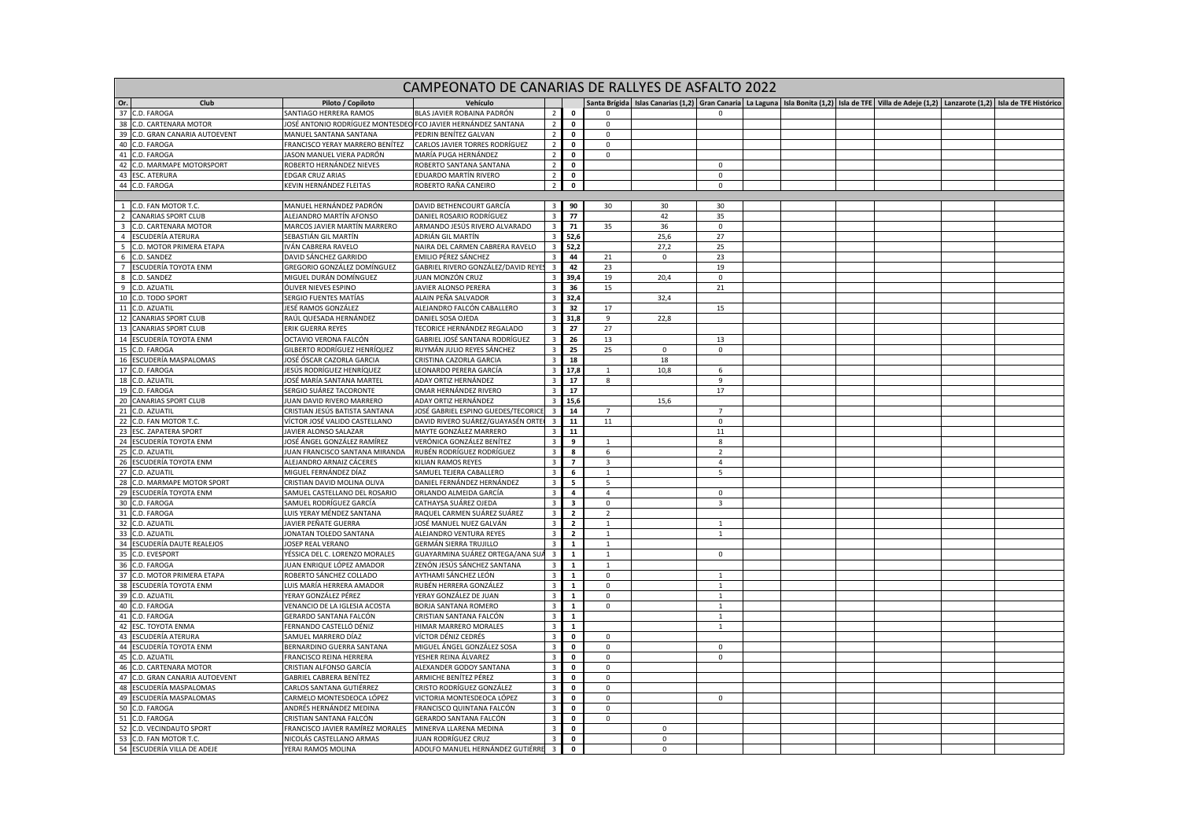# CAMPEONATO DE CANARIAS DE RALLYES DE ASFALTO 2022

| Or. | Club | Piloto / Copiloto | Vehículo | | | Santa Brígida | Islas Canarias (1,2) | Gran Canaria | La Laguna | Isla Bonita (1,2) | Isla de TFE | Villa de Adeje (1,2) | Lanzarote (1,2) | Isla de TFE Histórico |
|---|---|---|---|---|---|---|---|---|---|---|---|---|---|---|
| 37 | C.D. FAROGA | SANTIAGO HERRERA RAMOS | BLAS JAVIER ROBAINA PADRÓN | 2 | 0 | 0 | | 0 | | | | | | |
| 38 | C.D. CARTENARA MOTOR | JOSÉ ANTONIO RODRÍGUEZ MONTESDEO | FCO JAVIER HERNÁNDEZ SANTANA | 2 | 0 | 0 | | | | | | | | |
| 39 | C.D. GRAN CANARIA AUTOEVENT | MANUEL SANTANA SANTANA | PEDRIN BENÍTEZ GALVAN | 2 | 0 | 0 | | | | | | | | |
| 40 | C.D. FAROGA | FRANCISCO YERAY MARRERO BENÍTEZ | CARLOS JAVIER TORRES RODRÍGUEZ | 2 | 0 | 0 | | | | | | | | |
| 41 | C.D. FAROGA | JASON MANUEL VIERA PADRÓN | MARÍA PUGA HERNÁNDEZ | 2 | 0 | 0 | | | | | | | | |
| 42 | C.D. MARMAPE MOTORSPORT | ROBERTO HERNÁNDEZ NIEVES | ROBERTO SANTANA SANTANA | 2 | 0 | | | 0 | | | | | | |
| 43 | ESC. ATERURA | EDGAR CRUZ ARIAS | EDUARDO MARTÍN RIVERO | 2 | 0 | | | 0 | | | | | | |
| 44 | C.D. FAROGA | KEVIN HERNÁNDEZ FLEITAS | ROBERTO RAÑA CANEIRO | 2 | 0 | | | 0 | | | | | | |
| | | | | | | | | | | | | | | |
| 1 | C.D. FAN MOTOR T.C. | MANUEL HERNÁNDEZ PADRÓN | DAVID BETHENCOURT GARCÍA | 3 | 90 | 30 | 30 | 30 | | | | | | |
| 2 | CANARIAS SPORT CLUB | ALEJANDRO MARTÍN AFONSO | DANIEL ROSARIO RODRÍGUEZ | 3 | 77 | | 42 | 35 | | | | | | |
| 3 | C.D. CARTENARA MOTOR | MARCOS JAVIER MARTÍN MARRERO | ARMANDO JESÚS RIVERO ALVARADO | 3 | 71 | 35 | 36 | 0 | | | | | | |
| 4 | ESCUDERÍA ATERURA | SEBASTIÁN GIL MARTÍN | ADRIÁN GIL MARTÍN | 3 | 52,6 | | 25,6 | 27 | | | | | | |
| 5 | C.D. MOTOR PRIMERA ETAPA | IVÁN CABRERA RAVELO | NAIRA DEL CARMEN CABRERA RAVELO | 3 | 52,2 | | 27,2 | 25 | | | | | | |
| 6 | C.D. SANDEZ | DAVID SÁNCHEZ GARRIDO | EMILIO PÉREZ SÁNCHEZ | 3 | 44 | 21 | 0 | 23 | | | | | | |
| 7 | ESCUDERÍA TOYOTA ENM | GREGORIO GONZÁLEZ DOMÍNGUEZ | GABRIEL RIVERO GONZÁLEZ/DAVID REYES | 3 | 42 | 23 | | 19 | | | | | | |
| 8 | C.D. SANDEZ | MIGUEL DURÁN DOMÍNGUEZ | JUAN MONZÓN CRUZ | 3 | 39,4 | 19 | 20,4 | 0 | | | | | | |
| 9 | C.D. AZUATIL | ÓLIVER NIEVES ESPINO | JAVIER ALONSO PERERA | 3 | 36 | 15 | | 21 | | | | | | |
| 10 | C.D. TODO SPORT | SERGIO FUENTES MATÍAS | ALAIN PEÑA SALVADOR | 3 | 32,4 | | 32,4 | | | | | | | |
| 11 | C.D. AZUATIL | JESÉ RAMOS GONZÁLEZ | ALEJANDRO FALCÓN CABALLERO | 3 | 32 | 17 | | 15 | | | | | | |
| 12 | CANARIAS SPORT CLUB | RAÚL QUESADA HERNÁNDEZ | DANIEL SOSA OJEDA | 3 | 31,8 | 9 | 22,8 | | | | | | | |
| 13 | CANARIAS SPORT CLUB | ERIK GUERRA REYES | TECORICE HERNÁNDEZ REGALADO | 3 | 27 | 27 | | | | | | | | |
| 14 | ESCUDERÍA TOYOTA ENM | OCTAVIO VERONA FALCÓN | GABRIEL JOSÉ SANTANA RODRÍGUEZ | 3 | 26 | 13 | | 13 | | | | | | |
| 15 | C.D. FAROGA | GILBERTO RODRÍGUEZ HENRÍQUEZ | RUYMÁN JULIO REYES SÁNCHEZ | 3 | 25 | 25 | 0 | 0 | | | | | | |
| 16 | ESCUDERÍA MASPALOMAS | JOSÉ ÓSCAR CAZORLA GARCIA | CRISTINA CAZORLA GARCIA | 3 | 18 | | 18 | | | | | | | |
| 17 | C.D. FAROGA | JESÚS RODRÍGUEZ HENRÍQUEZ | LEONARDO PERERA GARCÍA | 3 | 17,8 | 1 | 10,8 | 6 | | | | | | |
| 18 | C.D. AZUATIL | JOSÉ MARÍA SANTANA MARTEL | ADAY ORTIZ HERNÁNDEZ | 3 | 17 | 8 | | 9 | | | | | | |
| 19 | C.D. FAROGA | SERGIO SUÁREZ TACORONTE | OMAR HERNÁNDEZ RIVERO | 3 | 17 | | | 17 | | | | | | |
| 20 | CANARIAS SPORT CLUB | JUAN DAVID RIVERO MARRERO | ADAY ORTIZ HERNÁNDEZ | 3 | 15,6 | | 15,6 | | | | | | | |
| 21 | C.D. AZUATIL | CRISTIAN JESÚS BATISTA SANTANA | JOSÉ GABRIEL ESPINO GUEDES/TECORICE | 3 | 14 | 7 | | 7 | | | | | | |
| 22 | C.D. FAN MOTOR T.C. | VÍCTOR JOSÉ VALIDO CASTELLANO | DAVID RIVERO SUÁREZ/GUAYASÉN ORTE | 3 | 11 | 11 | | 0 | | | | | | |
| 23 | ESC. ZAPATERA SPORT | JAVIER ALONSO SALAZAR | MAYTE GONZÁLEZ MARRERO | 3 | 11 | | | 11 | | | | | | |
| 24 | ESCUDERÍA TOYOTA ENM | JOSÉ ÁNGEL GONZÁLEZ RAMÍREZ | VERÓNICA GONZÁLEZ BENÍTEZ | 3 | 9 | 1 | | 8 | | | | | | |
| 25 | C.D. AZUATIL | JUAN FRANCISCO SANTANA MIRANDA | RUBÉN RODRÍGUEZ RODRÍGUEZ | 3 | 8 | 6 | | 2 | | | | | | |
| 26 | ESCUDERÍA TOYOTA ENM | ALEJANDRO ARNAIZ CÁCERES | KILIAN RAMOS REYES | 3 | 7 | 3 | | 4 | | | | | | |
| 27 | C.D. AZUATIL | MIGUEL FERNÁNDEZ DÍAZ | SAMUEL TEJERA CABALLERO | 3 | 6 | 1 | | 5 | | | | | | |
| 28 | C.D. MARMAPE MOTOR SPORT | CRISTIAN DAVID MOLINA OLIVA | DANIEL FERNÁNDEZ HERNÁNDEZ | 3 | 5 | 5 | | | | | | | | |
| 29 | ESCUDERÍA TOYOTA ENM | SAMUEL CASTELLANO DEL ROSARIO | ORLANDO ALMEIDA GARCÍA | 3 | 4 | 4 | | 0 | | | | | | |
| 30 | C.D. FAROGA | SAMUEL RODRÍGUEZ GARCÍA | CATHAYSA SUÁREZ OJEDA | 3 | 3 | 0 | | 3 | | | | | | |
| 31 | C.D. FAROGA | LUIS YERAY MÉNDEZ SANTANA | RAQUEL CARMEN SUÁREZ SUÁREZ | 3 | 2 | 2 | | | | | | | | |
| 32 | C.D. AZUATIL | JAVIER PEÑATE GUERRA | JOSÉ MANUEL NUEZ GALVÁN | 3 | 2 | 1 | | 1 | | | | | | |
| 33 | C.D. AZUATIL | JONATAN TOLEDO SANTANA | ALEJANDRO VENTURA REYES | 3 | 2 | 1 | | 1 | | | | | | |
| 34 | ESCUDERÍA DAUTE REALEJOS | JOSEP REAL VERANO | GERMÁN SIERRA TRUJILLO | 3 | 1 | 1 | | | | | | | | |
| 35 | C.D. EVESPORT | YÉSSICA DEL C. LORENZO MORALES | GUAYARMINA SUÁREZ ORTEGA/ANA SUÁ | 3 | 1 | 1 | | 0 | | | | | | |
| 36 | C.D. FAROGA | JUAN ENRIQUE LÓPEZ AMADOR | ZENÓN JESÚS SÁNCHEZ SANTANA | 3 | 1 | 1 | | | | | | | | |
| 37 | C.D. MOTOR PRIMERA ETAPA | ROBERTO SÁNCHEZ COLLADO | AYTHAMI SÁNCHEZ LEÓN | 3 | 1 | 0 | | 1 | | | | | | |
| 38 | ESCUDERÍA TOYOTA ENM | LUIS MARÍA HERRERA AMADOR | RUBÉN HERRERA GONZÁLEZ | 3 | 1 | 0 | | 1 | | | | | | |
| 39 | C.D. AZUATIL | YERAY GONZÁLEZ PÉREZ | YERAY GONZÁLEZ DE JUAN | 3 | 1 | 0 | | 1 | | | | | | |
| 40 | C.D. FAROGA | VENANCIO DE LA IGLESIA ACOSTA | BORJA SANTANA ROMERO | 3 | 1 | 0 | | 1 | | | | | | |
| 41 | C.D. FAROGA | GERARDO SANTANA FALCÓN | CRISTIAN SANTANA FALCÓN | 3 | 1 | | | 1 | | | | | | |
| 42 | ESC. TOYOTA ENMA | FERNANDO CASTELLÓ DÉNIZ | HIMAR MARRERO MORALES | 3 | 1 | | | 1 | | | | | | |
| 43 | ESCUDERÍA ATERURA | SAMUEL MARRERO DÍAZ | VÍCTOR DÉNIZ CEDRÉS | 3 | 0 | 0 | | | | | | | | |
| 44 | ESCUDERÍA TOYOTA ENM | BERNARDINO GUERRA SANTANA | MIGUEL ÁNGEL GONZÁLEZ SOSA | 3 | 0 | 0 | | 0 | | | | | | |
| 45 | C.D. AZUATIL | FRANCISCO REINA HERRERA | YESHER REINA ÁLVAREZ | 3 | 0 | 0 | | 0 | | | | | | |
| 46 | C.D. CARTENARA MOTOR | CRISTIAN ALFONSO GARCÍA | ALEXANDER GODOY SANTANA | 3 | 0 | 0 | | | | | | | | |
| 47 | C.D. GRAN CANARIA AUTOEVENT | GABRIEL CABRERA BENÍTEZ | ARMICHE BENÍTEZ PÉREZ | 3 | 0 | 0 | | | | | | | | |
| 48 | ESCUDERÍA MASPALOMAS | CARLOS SANTANA GUTIÉRREZ | CRISTO RODRÍGUEZ GONZÁLEZ | 3 | 0 | 0 | | | | | | | | |
| 49 | ESCUDERÍA MASPALOMAS | CARMELO MONTESDEOCA LÓPEZ | VICTORIA MONTESDEOCA LÓPEZ | 3 | 0 | 0 | | 0 | | | | | | |
| 50 | C.D. FAROGA | ANDRÉS HERNÁNDEZ MEDINA | FRANCISCO QUINTANA FALCÓN | 3 | 0 | 0 | | | | | | | | |
| 51 | C.D. FAROGA | CRISTIAN SANTANA FALCÓN | GERARDO SANTANA FALCÓN | 3 | 0 | 0 | | | | | | | | |
| 52 | C.D. VECINDAUTO SPORT | FRANCISCO JAVIER RAMÍREZ MORALES | MINERVA LLARENA MEDINA | 3 | 0 | | 0 | | | | | | | |
| 53 | C.D. FAN MOTOR T.C. | NICOLÁS CASTELLANO ARMAS | JUAN RODRÍGUEZ CRUZ | 3 | 0 | | 0 | | | | | | | |
| 54 | ESCUDERÍA VILLA DE ADEJE | YERAI RAMOS MOLINA | ADOLFO MANUEL HERNÁNDEZ GUTIÉRRE | 3 | 0 | | 0 | | | | | | | |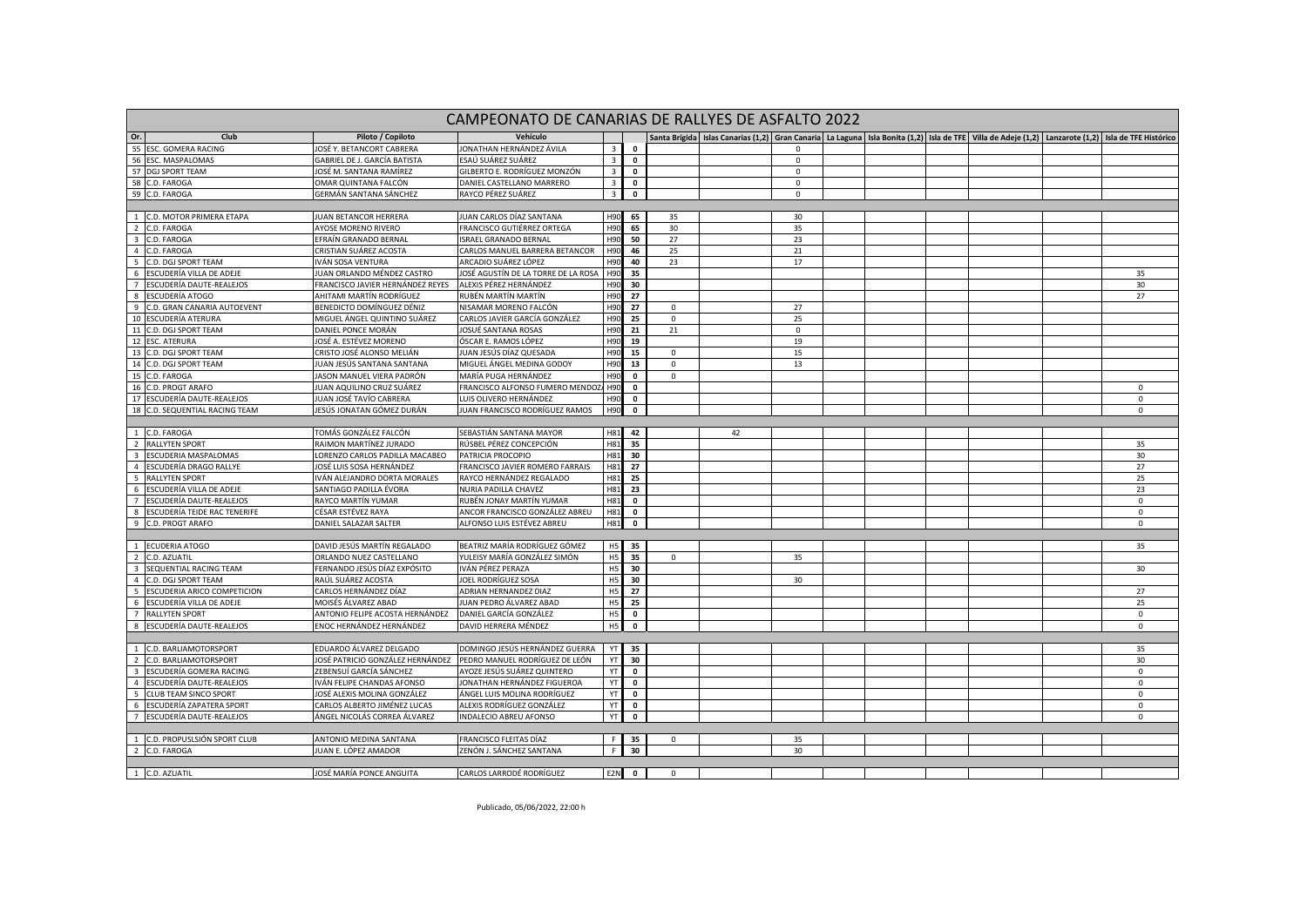# CAMPEONATO DE CANARIAS DE RALLYES DE ASFALTO 2022

| Or. | Club | Piloto / Copiloto | Vehículo | | | Santa Brígida | Islas Canarias (1,2) | Gran Canaria | La Laguna | Isla Bonita (1,2) | Isla de TFE | Villa de Adeje (1,2) | Lanzarote (1,2) | Isla de TFE Histórico |
|---|---|---|---|---|---|---|---|---|---|---|---|---|---|---|
| 55 | ESC. GOMERA RACING | JOSÉ Y. BETANCORT CABRERA | JONATHAN HERNÁNDEZ ÁVILA | 3 | 0 | | | 0 | | | | | | |
| 56 | ESC. MASPALOMAS | GABRIEL DE J. GARCÍA BATISTA | ESAÚ SUÁREZ SUÁREZ | 3 | 0 | | | 0 | | | | | | |
| 57 | DGJ SPORT TEAM | JOSÉ M. SANTANA RAMÍREZ | GILBERTO E. RODRÍGUEZ MONZÓN | 3 | 0 | | | 0 | | | | | | |
| 58 | C.D. FAROGA | OMAR QUINTANA FALCÓN | DANIEL CASTELLANO MARRERO | 3 | 0 | | | 0 | | | | | | |
| 59 | C.D. FAROGA | GERMÁN SANTANA SÁNCHEZ | RAYCO PÉREZ SUÁREZ | 3 | 0 | | | 0 | | | | | | |
| | | | | | | | | | | | | | | |
| 1 | C.D. MOTOR PRIMERA ETAPA | JUAN BETANCOR HERRERA | JUAN CARLOS DÍAZ SANTANA | H90 | 65 | 35 | | 30 | | | | | | |
| 2 | C.D. FAROGA | AYOSE MORENO RIVERO | FRANCISCO GUTIÉRREZ ORTEGA | H90 | 65 | 30 | | 35 | | | | | | |
| 3 | C.D. FAROGA | EFRAÍN GRANADO BERNAL | ISRAEL GRANADO BERNAL | H90 | 50 | 27 | | 23 | | | | | | |
| 4 | C.D. FAROGA | CRISTIAN SUÁREZ ACOSTA | CARLOS MANUEL BARRERA BETANCOR | H90 | 46 | 25 | | 21 | | | | | | |
| 5 | C.D. DGJ SPORT TEAM | IVÁN SOSA VENTURA | ARCADIO SUÁREZ LÓPEZ | H90 | 40 | 23 | | 17 | | | | | | |
| 6 | ESCUDERÍA VILLA DE ADEJE | JUAN ORLANDO MÉNDEZ CASTRO | JOSÉ AGUSTÍN DE LA TORRE DE LA ROSA | H90 | 35 | | | | | | | | | 35 |
| 7 | ESCUDERÍA DAUTE-REALEJOS | FRANCISCO JAVIER HERNÁNDEZ REYES | ALEXIS PÉREZ HERNÁNDEZ | H90 | 30 | | | | | | | | | 30 |
| 8 | ESCUDERÍA ATOGO | AHITAMI MARTÍN RODRÍGUEZ | RUBÉN MARTÍN MARTÍN | H90 | 27 | | | | | | | | | 27 |
| 9 | C.D. GRAN CANARIA AUTOEVENT | BENEDICTO DOMÍNGUEZ DÉNIZ | NISAMAR MORENO FALCÓN | H90 | 27 | 0 | | 27 | | | | | | |
| 10 | ESCUDERÍA ATERURA | MIGUEL ÁNGEL QUINTINO SUÁREZ | CARLOS JAVIER GARCÍA GONZÁLEZ | H90 | 25 | 0 | | 25 | | | | | | |
| 11 | C.D. DGJ SPORT TEAM | DANIEL PONCE MORÁN | JOSUÉ SANTANA ROSAS | H90 | 21 | 21 | | 0 | | | | | | |
| 12 | ESC. ATERURA | JOSÉ A. ESTÉVEZ MORENO | ÓSCAR E. RAMOS LÓPEZ | H90 | 19 | | | 19 | | | | | | |
| 13 | C.D. DGJ SPORT TEAM | CRISTO JOSÉ ALONSO MELIÁN | JUAN JESÚS DÍAZ QUESADA | H90 | 15 | 0 | | 15 | | | | | | |
| 14 | C.D. DGJ SPORT TEAM | JUAN JESÚS SANTANA SANTANA | MIGUEL ÁNGEL MEDINA GODOY | H90 | 13 | 0 | | 13 | | | | | | |
| 15 | C.D. FAROGA | JASON MANUEL VIERA PADRÓN | MARÍA PUGA HERNÁNDEZ | H90 | 0 | 0 | | | | | | | | |
| 16 | C.D. PROGT ARAFO | JUAN AQUILINO CRUZ SUÁREZ | FRANCISCO ALFONSO FUMERO MENDOZA | H90 | 0 | | | | | | | | | 0 |
| 17 | ESCUDERÍA DAUTE-REALEJOS | JUAN JOSÉ TAVÍO CABRERA | LUIS OLIVERO HERNÁNDEZ | H90 | 0 | | | | | | | | | 0 |
| 18 | C.D. SEQUENTIAL RACING TEAM | JESÚS JONATAN GÓMEZ DURÁN | JUAN FRANCISCO RODRÍGUEZ RAMOS | H90 | 0 | | | | | | | | | 0 |
| | | | | | | | | | | | | | | |
| 1 | C.D. FAROGA | TOMÁS GONZÁLEZ FALCÓN | SEBASTIÁN SANTANA MAYOR | H81 | 42 | | 42 | | | | | | | |
| 2 | RALLYTEN SPORT | RAIMON MARTÍNEZ JURADO | RÚSBEL PÉREZ CONCEPCIÓN | H81 | 35 | | | | | | | | | 35 |
| 3 | ESCUDERIA MASPALOMAS | LORENZO CARLOS PADILLA MACABEO | PATRICIA PROCOPIO | H81 | 30 | | | | | | | | | 30 |
| 4 | ESCUDERÍA DRAGO RALLYE | JOSÉ LUIS SOSA HERNÁNDEZ | FRANCISCO JAVIER ROMERO FARRAIS | H81 | 27 | | | | | | | | | 27 |
| 5 | RALLYTEN SPORT | IVÁN ALEJANDRO DORTA MORALES | RAYCO HERNÁNDEZ REGALADO | H81 | 25 | | | | | | | | | 25 |
| 6 | ESCUDERÍA VILLA DE ADEJE | SANTIAGO PADILLA ÉVORA | NURIA PADILLA CHAVEZ | H81 | 23 | | | | | | | | | 23 |
| 7 | ESCUDERÍA DAUTE-REALEJOS | RAYCO MARTÍN YUMAR | RUBÉN JONAY MARTÍN YUMAR | H81 | 0 | | | | | | | | | 0 |
| 8 | ESCUDERÍA TEIDE RAC TENERIFE | CÉSAR ESTÉVEZ RAYA | ANCOR FRANCISCO GONZÁLEZ ABREU | H81 | 0 | | | | | | | | | 0 |
| 9 | C.D. PROGT ARAFO | DANIEL SALAZAR SALTER | ALFONSO LUIS ESTÉVEZ ABREU | H81 | 0 | | | | | | | | | 0 |
| | | | | | | | | | | | | | | |
| 1 | ECUDERIA ATOGO | DAVID JESÚS MARTÍN REGALADO | BEATRIZ MARÍA RODRÍGUEZ GÓMEZ | H5 | 35 | | | | | | | | | 35 |
| 2 | C.D. AZUATIL | ORLANDO NUEZ CASTELLANO | YULEISY MARÍA GONZÁLEZ SIMÓN | H5 | 35 | 0 | | 35 | | | | | | |
| 3 | SEQUENTIAL RACING TEAM | FERNANDO JESÚS DÍAZ EXPÓSITO | IVÁN PÉREZ PERAZA | H5 | 30 | | | | | | | | | 30 |
| 4 | C.D. DGJ SPORT TEAM | RAÚL SUÁREZ ACOSTA | JOEL RODRÍGUEZ SOSA | H5 | 30 | | | 30 | | | | | | |
| 5 | ESCUDERIA ARICO COMPETICION | CARLOS HERNÁNDEZ DÍAZ | ADRIAN HERNANDEZ DIAZ | H5 | 27 | | | | | | | | | 27 |
| 6 | ESCUDERÍA VILLA DE ADEJE | MOISÉS ÁLVAREZ ABAD | JUAN PEDRO ÁLVAREZ ABAD | H5 | 25 | | | | | | | | | 25 |
| 7 | RALLYTEN SPORT | ANTONIO FELIPE ACOSTA HERNÁNDEZ | DANIEL GARCÍA GONZÁLEZ | H5 | 0 | | | | | | | | | 0 |
| 8 | ESCUDERÍA DAUTE-REALEJOS | ENOC HERNÁNDEZ HERNÁNDEZ | DAVID HERRERA MÉNDEZ | H5 | 0 | | | | | | | | | 0 |
| | | | | | | | | | | | | | | |
| 1 | C.D. BARLIAMOTORSPORT | EDUARDO ÁLVAREZ DELGADO | DOMINGO JESÚS HERNÁNDEZ GUERRA | YT | 35 | | | | | | | | | 35 |
| 2 | C.D. BARLIAMOTORSPORT | JOSÉ PATRICIO GONZÁLEZ HERNÁNDEZ | PEDRO MANUEL RODRÍGUEZ DE LEÓN | YT | 30 | | | | | | | | | 30 |
| 3 | ESCUDERÍA GOMERA RACING | ZEBENSUÍ GARCÍA SÁNCHEZ | AYOZE JESÚS SUÁREZ QUINTERO | YT | 0 | | | | | | | | | 0 |
| 4 | ESCUDERÍA DAUTE-REALEJOS | IVÁN FELIPE CHANDAS AFONSO | JONATHAN HERNÁNDEZ FIGUEROA | YT | 0 | | | | | | | | | 0 |
| 5 | CLUB TEAM SINCO SPORT | JOSÉ ALEXIS MOLINA GONZÁLEZ | ÁNGEL LUIS MOLINA RODRÍGUEZ | YT | 0 | | | | | | | | | 0 |
| 6 | ESCUDERÍA ZAPATERA SPORT | CARLOS ALBERTO JIMÉNEZ LUCAS | ALEXIS RODRÍGUEZ GONZÁLEZ | YT | 0 | | | | | | | | | 0 |
| 7 | ESCUDERÍA DAUTE-REALEJOS | ÁNGEL NICOLÁS CORREA ÁLVAREZ | INDALECIO ABREU AFONSO | YT | 0 | | | | | | | | | 0 |
| | | | | | | | | | | | | | | |
| 1 | C.D. PROPUSLSIÓN SPORT CLUB | ANTONIO MEDINA SANTANA | FRANCISCO FLEITAS DÍAZ | F | 35 | 0 | | 35 | | | | | | |
| 2 | C.D. FAROGA | JUAN E. LÓPEZ AMADOR | ZENÓN J. SÁNCHEZ SANTANA | F | 30 | | | 30 | | | | | | |
| | | | | | | | | | | | | | | |
| 1 | C.D. AZUATIL | JOSÉ MARÍA PONCE ANGUITA | CARLOS LARRODÉ RODRÍGUEZ | E2N | 0 | 0 | | | | | | | | |

Publicado, 05/06/2022, 22:00 h